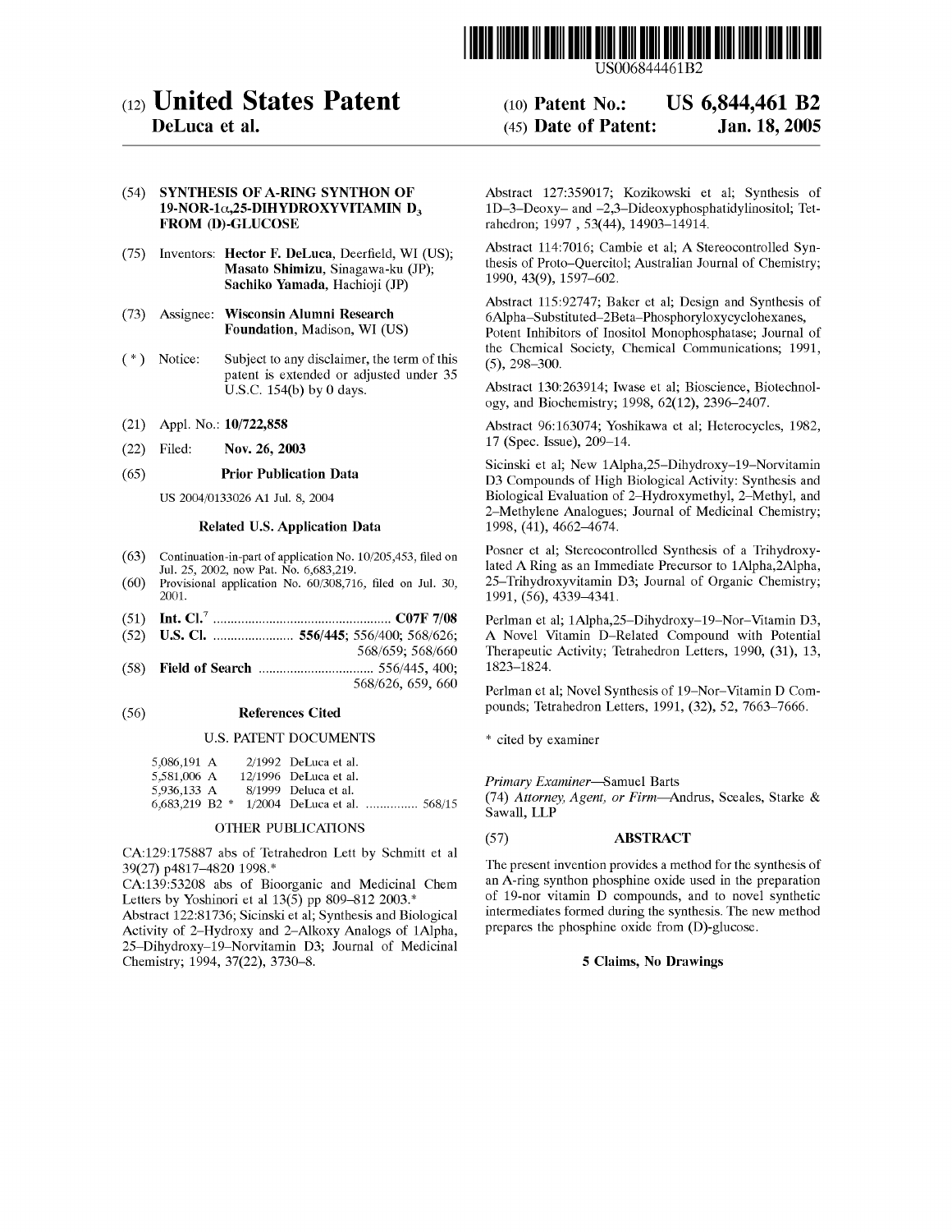US006844461B2

# (12) United States Patent

**DeLuca et al.**

(10) Patent No.: **US 6,844,461 B2**

(45) Date of Patent: **Jan. 18, 2005**

(54) **SYNTHESIS OF A-RING SYNTHON OF 19-NOR-1α,25-DIHYDROXYVITAMIN $D_3$ FROM (D)-GLUCOSE**

(75) Inventors: **Hector F. DeLuca**, Deerfield, WI (US); **Masato Shimizu**, Sinagawa-ku (JP); **Sachiko Yamada**, Hachioji (JP)

(73) Assignee: **Wisconsin Alumni Research Foundation**, Madison, WI (US)

( * ) Notice: Subject to any disclaimer, the term of this patent is extended or adjusted under 35 U.S.C. 154(b) by 0 days.

(21) Appl. No.: **10/722,858**

(22) Filed: **Nov. 26, 2003**

(65) **Prior Publication Data**

US 2004/0133026 A1 Jul. 8, 2004

**Related U.S. Application Data**

(63) Continuation-in-part of application No. 10/205,453, filed on Jul. 25, 2002, now Pat. No. 6,683,219.

(60) Provisional application No. 60/308,716, filed on Jul. 30, 2001.

(51) **Int. Cl.**[7] .................................................. **C07F 7/08**

(52) **U.S. Cl.** ...................... **556/445**; 556/400; 568/626; 568/659; 568/660

(58) **Field of Search** ................................ 556/445, 400; 568/626, 659, 660

(56) **References Cited**

U.S. PATENT DOCUMENTS

| | | |
|---|---|---|
| 5,086,191 A | 2/1992 | DeLuca et al. |
| 5,581,006 A | 12/1996 | DeLuca et al. |
| 5,936,133 A | 8/1999 | Deluca et al. |
| 6,683,219 B2 * | 1/2004 | DeLuca et al. ............... 568/15 |

OTHER PUBLICATIONS

CA:129:175887 abs of Tetrahedron Lett by Schmitt et al 39(27) p4817–4820 1998.*

CA:139:53208 abs of Bioorganic and Medicinal Chem Letters by Yoshinori et al 13(5) pp 809–812 2003.*

Abstract 122:81736; Sicinski et al; Synthesis and Biological Activity of 2–Hydroxy and 2–Alkoxy Analogs of 1Alpha, 25–Dihydroxy–19–Norvitamin D3; Journal of Medicinal Chemistry; 1994, 37(22), 3730–8.

Abstract 127:359017; Kozikowski et al; Synthesis of 1D–3–Deoxy– and –2,3–Dideoxyphosphatidylinositol; Tetrahedron; 1997, 53(44), 14903–14914.

Abstract 114:7016; Cambie et al; A Stereocontrolled Synthesis of Proto–Quercitol; Australian Journal of Chemistry; 1990, 43(9), 1597–602.

Abstract 115:92747; Baker et al; Design and Synthesis of 6Alpha–Substituted–2Beta–Phosphoryloxycyclohexanes, Potent Inhibitors of Inositol Monophosphatase; Journal of the Chemical Society, Chemical Communications; 1991, (5), 298–300.

Abstract 130:263914; Iwase et al; Bioscience, Biotechnology, and Biochemistry; 1998, 62(12), 2396–2407.

Abstract 96:163074; Yoshikawa et al; Heterocycles, 1982, 17 (Spec. Issue), 209–14.

Sicinski et al; New 1Alpha,25–Dihydroxy–19–Norvitamin D3 Compounds of High Biological Activity: Synthesis and Biological Evaluation of 2–Hydroxymethyl, 2–Methyl, and 2–Methylene Analogues; Journal of Medicinal Chemistry; 1998, (41), 4662–4674.

Posner et al; Stereocontrolled Synthesis of a Trihydroxylated A Ring as an Immediate Precursor to 1Alpha,2Alpha, 25–Trihydroxyvitamin D3; Journal of Organic Chemistry; 1991, (56), 4339–4341.

Perlman et al; 1Alpha,25–Dihydroxy–19–Nor–Vitamin D3, A Novel Vitamin D–Related Compound with Potential Therapeutic Activity; Tetrahedron Letters, 1990, (31), 13, 1823–1824.

Perlman et al; Novel Synthesis of 19–Nor–Vitamin D Compounds; Tetrahedron Letters, 1991, (32), 52, 7663–7666.

\* cited by examiner

*Primary Examiner*—Samuel Barts

(74) *Attorney, Agent, or Firm*—Andrus, Sceales, Starke & Sawall, LLP

(57) **ABSTRACT**

The present invention provides a method for the synthesis of an A-ring synthon phosphine oxide used in the preparation of 19-nor vitamin D compounds, and to novel synthetic intermediates formed during the synthesis. The new method prepares the phosphine oxide from (D)-glucose.

**5 Claims, No Drawings**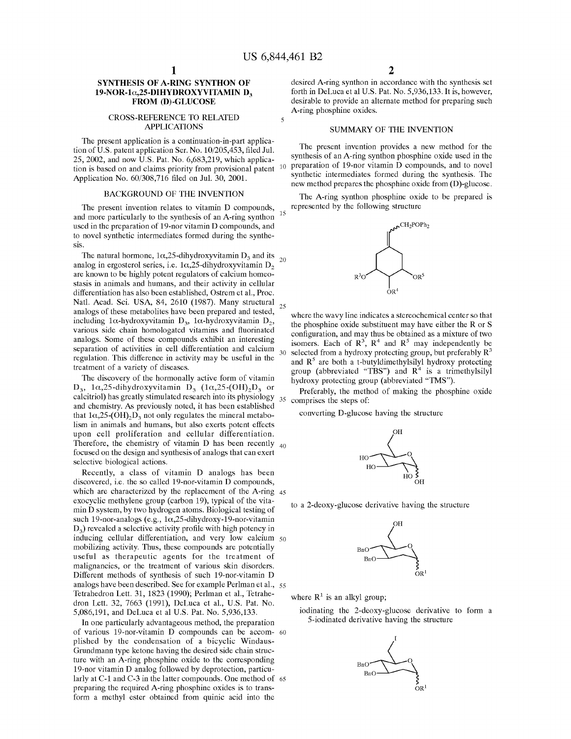# SYNTHESIS OF A-RING SYNTHON OF 19-NOR-1α,25-DIHYDROXYVITAMIN $D_3$ FROM (D)-GLUCOSE

## CROSS-REFERENCE TO RELATED APPLICATIONS

The present application is a continuation-in-part application of U.S. patent application Ser. No. 10/205,453, filed Jul. 25, 2002, and now U.S. Pat. No. 6,683,219, which application is based on and claims priority from provisional patent Application No. 60/308,716 filed on Jul. 30, 2001.

## BACKGROUND OF THE INVENTION

The present invention relates to vitamin D compounds, and more particularly to the synthesis of an A-ring synthon used in the preparation of 19-nor vitamin D compounds, and to novel synthetic intermediates formed during the synthesis.

The natural hormone, 1α,25-dihydroxyvitamin $D_3$ and its analog in ergosterol series, i.e. 1α,25-dihydroxyvitamin $D_2$ are known to be highly potent regulators of calcium homeostasis in animals and humans, and their activity in cellular differentiation has also been established, Ostrem et al., Proc. Natl. Acad. Sci. USA, 84, 2610 (1987). Many structural analogs of these metabolites have been prepared and tested, including 1α-hydroxyvitamin $D_3$, 1α-hydroxyvitamin $D_2$, various side chain homologated vitamins and fluorinated analogs. Some of these compounds exhibit an interesting separation of activities in cell differentiation and calcium regulation. This difference in activity may be useful in the treatment of a variety of diseases.

The discovery of the hormonally active form of vitamin $D_3$, 1α,25-dihydroxyvitamin $D_3$ (1α,25-$(OH)_2D_3$ or calcitriol) has greatly stimulated research into its physiology and chemistry. As previously noted, it has been established that 1α,25-$(OH)_2D_3$ not only regulates the mineral metabolism in animals and humans, but also exerts potent effects upon cell proliferation and cellular differentiation. Therefore, the chemistry of vitamin D has been recently focused on the design and synthesis of analogs that can exert selective biological actions.

Recently, a class of vitamin D analogs has been discovered, i.e. the so called 19-nor-vitamin D compounds, which are characterized by the replacement of the A-ring exocyclic methylene group (carbon 19), typical of the vitamin D system, by two hydrogen atoms. Biological testing of such 19-nor-analogs (e.g., 1α,25-dihydroxy-19-nor-vitamin $D_3$) revealed a selective activity profile with high potency in inducing cellular differentiation, and very low calcium mobilizing activity. Thus, these compounds are potentially useful as therapeutic agents for the treatment of malignancies, or the treatment of various skin disorders. Different methods of synthesis of such 19-nor-vitamin D analogs have been described. See for example Perlman et al., Tetrahedron Lett. 31, 1823 (1990); Perlman et al., Tetrahedron Lett. 32, 7663 (1991), DeLuca et al., U.S. Pat. No. 5,086,191, and DeLuca et al U.S. Pat. No. 5,936,133.

In one particularly advantageous method, the preparation of various 19-nor-vitamin D compounds can be accomplished by the condensation of a bicyclic Windaus-Grundmann type ketone having the desired side chain structure with an A-ring phosphine oxide to the corresponding 19-nor vitamin D analog followed by deprotection, particularly at C-1 and C-3 in the latter compounds. One method of preparing the required A-ring phosphine oxides is to transform a methyl ester obtained from quinic acid into the desired A-ring synthon in accordance with the synthesis set forth in DeLuca et al U.S. Pat. No. 5,936,133. It is, however, desirable to provide an alternate method for preparing such A-ring phosphine oxides.

## SUMMARY OF THE INVENTION

The present invention provides a new method for the synthesis of an A-ring synthon phosphine oxide used in the preparation of 19-nor vitamin D compounds, and to novel synthetic intermediates formed during the synthesis. The new method prepares the phosphine oxide from (D)-glucose.

The A-ring synthon phosphine oxide to be prepared is represented by the following structure

[Structure: cyclohexane ring with exocyclic =CH–$CH_2POPh_2$ (wavy bond), substituents $R^3O$, $OR^4$, $OR^5$]

where the wavy line indicates a stereochemical center so that the phosphine oxide substituent may have either the R or S configuration, and may thus be obtained as a mixture of two isomers. Each of $R^3$, $R^4$ and $R^5$ may independently be selected from a hydroxy protecting group, but preferably $R^3$ and $R^5$ are both a t-butyldimethylsilyl hydroxy protecting group (abbreviated "TBS") and $R^4$ is a trimethylsilyl hydroxy protecting group (abbreviated "TMS").

Preferably, the method of making the phosphine oxide comprises the steps of:

converting D-glucose having the structure

[Structure: D-glucose (pyranose) with OH groups]

to a 2-deoxy-glucose derivative having the structure

[Structure: 2-deoxy-glucose derivative with CH$_2$OH, two BnO groups, and $OR^1$ at anomeric position]

where $R^1$ is an alkyl group;

iodinating the 2-deoxy-glucose derivative to form a 5-iodinated derivative having the structure

[Structure: 6-iodo derivative with two BnO groups and $OR^1$ at anomeric position]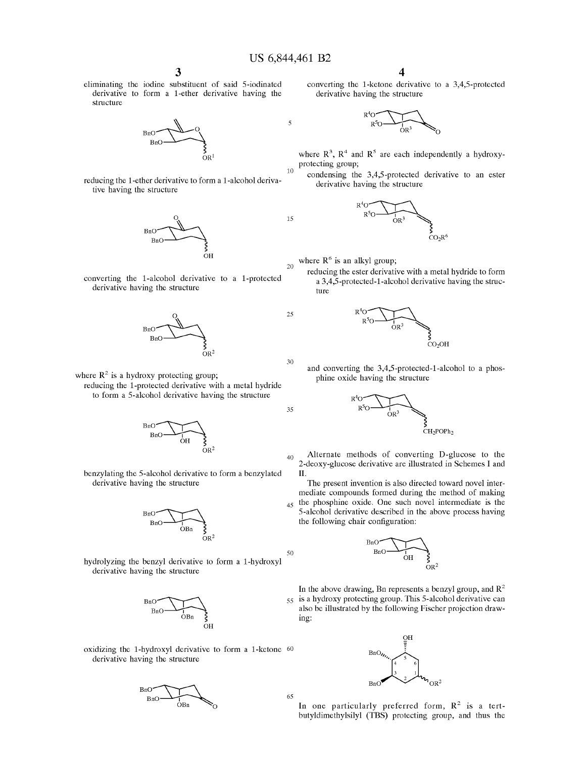eliminating the iodine substituent of said 5-iodinated derivative to form a 1-ether derivative having the structure

reducing the 1-ether derivative to form a 1-alcohol derivative having the structure

converting the 1-alcohol derivative to a 1-protected derivative having the structure

where $R^2$ is a hydroxy protecting group;

reducing the 1-protected derivative with a metal hydride to form a 5-alcohol derivative having the structure

benzylating the 5-alcohol derivative to form a benzylated derivative having the structure

hydrolyzing the benzyl derivative to form a 1-hydroxyl derivative having the structure

oxidizing the 1-hydroxyl derivative to form a 1-ketone derivative having the structure

converting the 1-ketone derivative to a 3,4,5-protected derivative having the structure

where $R^3$, $R^4$ and $R^5$ are each independently a hydroxy-protecting group;

condensing the 3,4,5-protected derivative to an ester derivative having the structure

where $R^6$ is an alkyl group;

reducing the ester derivative with a metal hydride to form a 3,4,5-protected-1-alcohol derivative having the structure

and converting the 3,4,5-protected-1-alcohol to a phosphine oxide having the structure

Alternate methods of converting D-glucose to the 2-deoxy-glucose derivative are illustrated in Schemes I and II.

The present invention is also directed toward novel intermediate compounds formed during the method of making the phosphine oxide. One such novel intermediate is the 5-alcohol derivative described in the above process having the following chair configuration:

In the above drawing, Bn represents a benzyl group, and $R^2$ is a hydroxy protecting group. This 5-alcohol derivative can also be illustrated by the following Fischer projection drawing:

In one particularly preferred form, $R^2$ is a tert-butyldimethylsilyl (TBS) protecting group, and thus the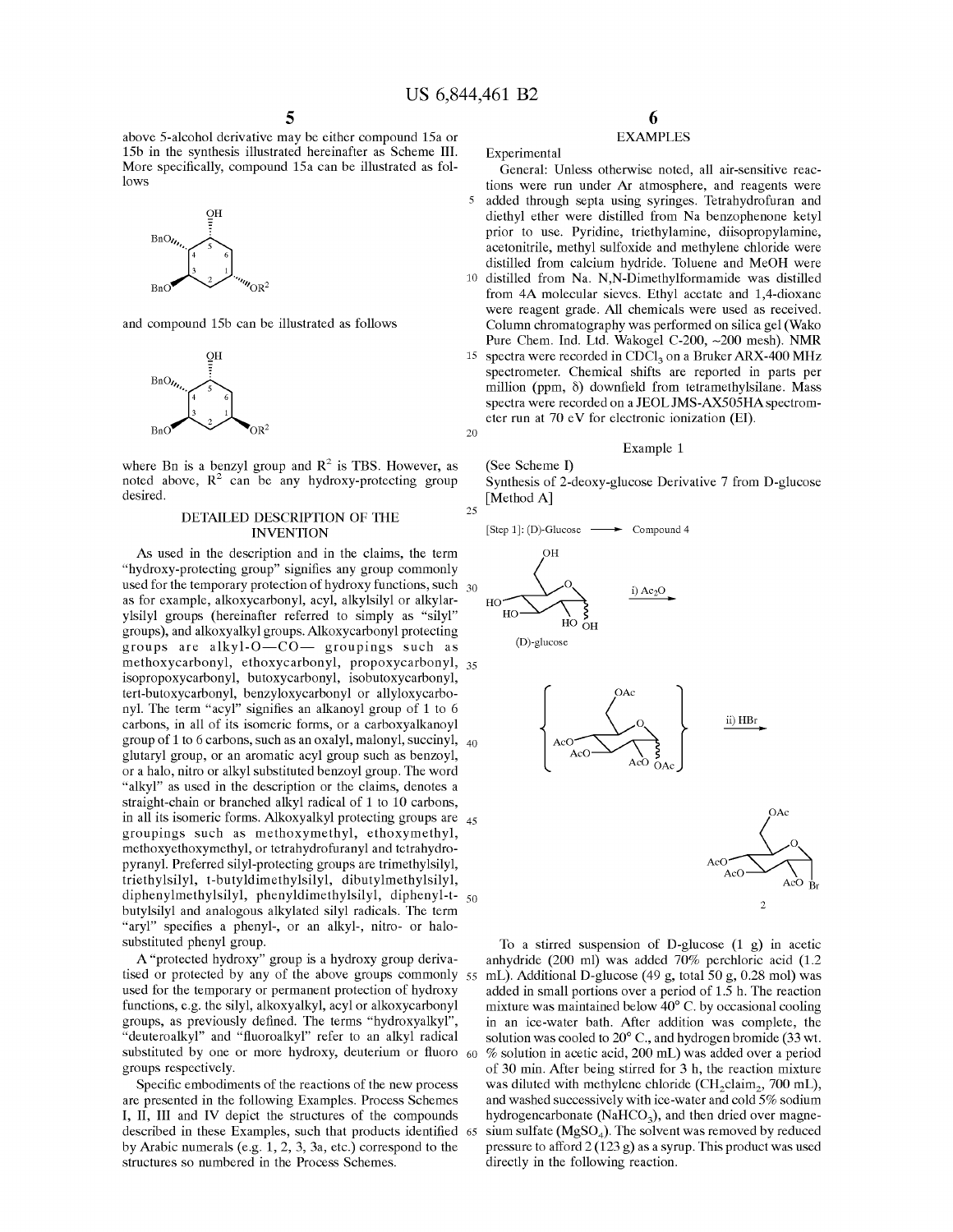above 5-alcohol derivative may be either compound 15a or 15b in the synthesis illustrated hereinafter as Scheme III. More specifically, compound 15a can be illustrated as follows

and compound 15b can be illustrated as follows

where Bn is a benzyl group and $R^2$ is TBS. However, as noted above, $R^2$ can be any hydroxy-protecting group desired.

## DETAILED DESCRIPTION OF THE INVENTION

As used in the description and in the claims, the term "hydroxy-protecting group" signifies any group commonly used for the temporary protection of hydroxy functions, such as for example, alkoxycarbonyl, acyl, alkylsilyl or alkylarylsilyl groups (hereinafter referred to simply as "silyl" groups), and alkoxyalkyl groups. Alkoxycarbonyl protecting groups are alkyl-O—CO— groupings such as methoxycarbonyl, ethoxycarbonyl, propoxycarbonyl, isopropoxycarbonyl, butoxycarbonyl, isobutoxycarbonyl, tert-butoxycarbonyl, benzyloxycarbonyl or allyloxycarbonyl. The term "acyl" signifies an alkanoyl group of 1 to 6 carbons, in all of its isomeric forms, or a carboxyalkanoyl group of 1 to 6 carbons, such as an oxalyl, malonyl, succinyl, glutaryl group, or an aromatic acyl group such as benzoyl, or a halo, nitro or alkyl substituted benzoyl group. The word "alkyl" as used in the description or the claims, denotes a straight-chain or branched alkyl radical of 1 to 10 carbons, in all its isomeric forms. Alkoxyalkyl protecting groups are groupings such as methoxymethyl, ethoxymethyl, methoxyethoxymethyl, or tetrahydrofuranyl and tetrahydropyranyl. Preferred silyl-protecting groups are trimethylsilyl, triethylsilyl, t-butyldimethylsilyl, dibutylmethylsilyl, diphenylmethylsilyl, phenyldimethylsilyl, diphenyl-t-butylsilyl and analogous alkylated silyl radicals. The term "aryl" specifies a phenyl-, or an alkyl-, nitro- or halo-substituted phenyl group.

A "protected hydroxy" group is a hydroxy group derivatised or protected by any of the above groups commonly used for the temporary or permanent protection of hydroxy functions, e.g. the silyl, alkoxyalkyl, acyl or alkoxycarbonyl groups, as previously defined. The terms "hydroxyalkyl", "deuteroalkyl" and "fluoroalkyl" refer to an alkyl radical substituted by one or more hydroxy, deuterium or fluoro groups respectively.

Specific embodiments of the reactions of the new process are presented in the following Examples. Process Schemes I, II, III and IV depict the structures of the compounds described in these Examples, such that products identified by Arabic numerals (e.g. 1, 2, 3, 3a, etc.) correspond to the structures so numbered in the Process Schemes.

## EXAMPLES

Experimental

General: Unless otherwise noted, all air-sensitive reactions were run under Ar atmosphere, and reagents were added through septa using syringes. Tetrahydrofuran and diethyl ether were distilled from Na benzophenone ketyl prior to use. Pyridine, triethylamine, diisopropylamine, acetonitrile, methyl sulfoxide and methylene chloride were distilled from calcium hydride. Toluene and MeOH were distilled from Na. N,N-Dimethylformamide was distilled from 4A molecular sieves. Ethyl acetate and 1,4-dioxane were reagent grade. All chemicals were used as received. Column chromatography was performed on silica gel (Wako Pure Chem. Ind. Ltd. Wakogel C-200, ~200 mesh). NMR spectra were recorded in $CDCl_3$ on a Bruker ARX-400 MHz spectrometer. Chemical shifts are reported in parts per million (ppm, δ) downfield from tetramethylsilane. Mass spectra were recorded on a JEOL JMS-AX505HA spectrometer run at 70 eV for electronic ionization (EI).

### Example 1

(See Scheme I)

Synthesis of 2-deoxy-glucose Derivative 7 from D-glucose [Method A]

[Step 1]: (D)-Glucose ⟶ Compound 4

(D)-glucose

i) $Ac_2O$

ii) HBr

2

To a stirred suspension of D-glucose (1 g) in acetic anhydride (200 ml) was added 70% perchloric acid (1.2 mL). Additional D-glucose (49 g, total 50 g, 0.28 mol) was added in small portions over a period of 1.5 h. The reaction mixture was maintained below 40° C. by occasional cooling in an ice-water bath. After addition was complete, the solution was cooled to 20° C., and hydrogen bromide (33 wt. % solution in acetic acid, 200 mL) was added over a period of 30 min. After being stirred for 3 h, the reaction mixture was diluted with methylene chloride ($CH_2claim_2$, 700 mL), and washed successively with ice-water and cold 5% sodium hydrogencarbonate ($NaHCO_3$), and then dried over magnesium sulfate ($MgSO_4$). The solvent was removed by reduced pressure to afford 2 (123 g) as a syrup. This product was used directly in the following reaction.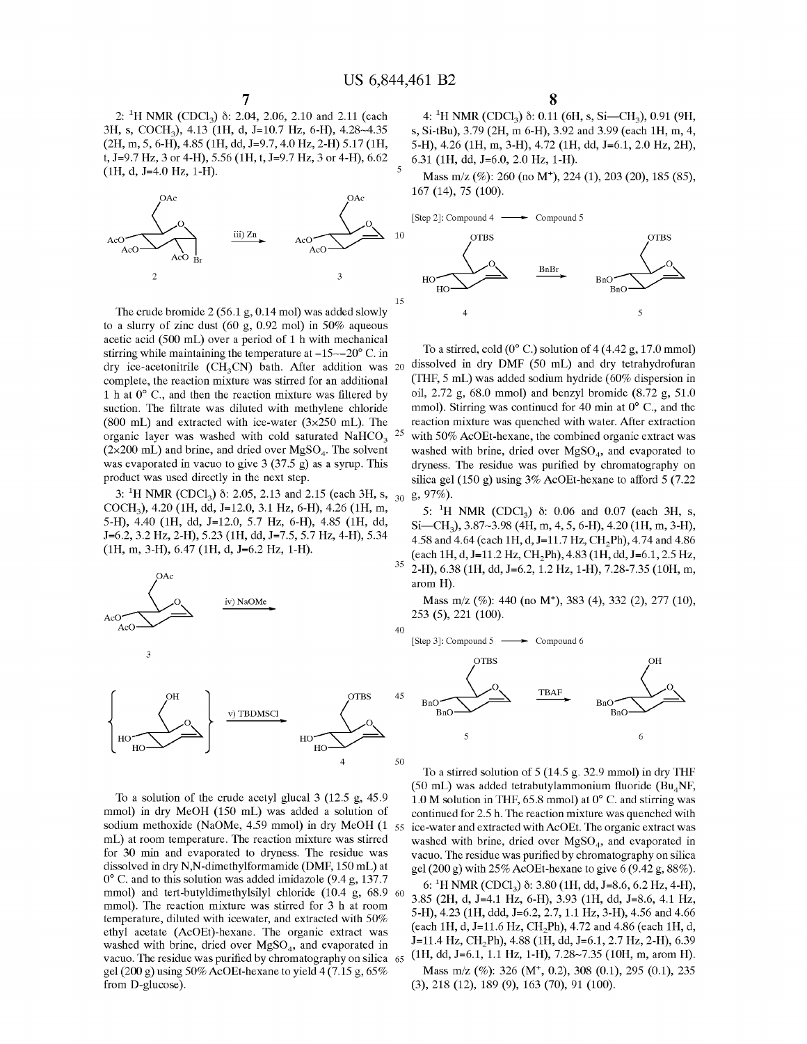2: $^1$H NMR ($CDCl_3$) δ: 2.04, 2.06, 2.10 and 2.11 (each 3H, s, $COCH_3$), 4.13 (1H, d, J=10.7 Hz, 6-H), 4.28~4.35 (2H, m, 5, 6-H), 4.85 (1H, dd, J=9.7, 4.0 Hz, 2-H) 5.17 (1H, t, J=9.7 Hz, 3 or 4-H), 5.56 (1H, t, J=9.7 Hz, 3 or 4-H), 6.62 (1H, d, J=4.0 Hz, 1-H).

iii) Zn: 2 → 3

The crude bromide 2 (56.1 g, 0.14 mol) was added slowly to a slurry of zinc dust (60 g, 0.92 mol) in 50% aqueous acetic acid (500 mL) over a period of 1 h with mechanical stirring while maintaining the temperature at −15~−20° C. in dry ice-acetonitrile ($CH_3CN$) bath. After addition was complete, the reaction mixture was stirred for an additional 1 h at 0° C., and then the reaction mixture was filtered by suction. The filtrate was diluted with methylene chloride (800 mL) and extracted with ice-water (3×250 mL). The organic layer was washed with cold saturated $NaHCO_3$ (2×200 mL) and brine, and dried over $MgSO_4$. The solvent was evaporated in vacuo to give 3 (37.5 g) as a syrup. This product was used directly in the next step.

3: $^1$H NMR ($CDCl_3$) δ: 2.05, 2.13 and 2.15 (each 3H, s, $COCH_3$), 4.20 (1H, dd, J=12.0, 3.1 Hz, 6-H), 4.26 (1H, m, 5-H), 4.40 (1H, dd, J=12.0, 5.7 Hz, 6-H), 4.85 (1H, dd, J=6.2, 3.2 Hz, 2-H), 5.23 (1H, dd, J=7.5, 5.7 Hz, 4-H), 5.34 (1H, m, 3-H), 6.47 (1H, d, J=6.2 Hz, 1-H).

iv) NaOMe: 3 → [intermediate]; v) TBDMSCl → 4

To a solution of the crude acetyl glucal 3 (12.5 g, 45.9 mmol) in dry MeOH (150 mL) was added a solution of sodium methoxide (NaOMe, 4.59 mmol) in dry MeOH (1 mL) at room temperature. The reaction mixture was stirred for 30 min and evaporated to dryness. The residue was dissolved in dry N,N-dimethylformamide (DMF, 150 mL) at 0° C. and to this solution was added imidazole (9.4 g, 137.7 mmol) and tert-butyldimethylsilyl chloride (10.4 g, 68.9 mmol). The reaction mixture was stirred for 3 h at room temperature, diluted with icewater, and extracted with 50% ethyl acetate (AcOEt)-hexane. The organic extract was washed with brine, dried over $MgSO_4$, and evaporated in vacuo. The residue was purified by chromatography on silica gel (200 g) using 50% AcOEt-hexane to yield 4 (7.15 g, 65% from D-glucose).

4: $^1$H NMR ($CDCl_3$) δ: 0.11 (6H, s, Si—$CH_3$), 0.91 (9H, s, Si-tBu), 3.79 (2H, m 6-H), 3.92 and 3.99 (each 1H, m, 4, 5-H), 4.26 (1H, m, 3-H), 4.72 (1H, dd, J=6.1, 2.0 Hz, 2H), 6.31 (1H, dd, J=6.0, 2.0 Hz, 1-H).

Mass m/z (%): 260 (no $M^+$), 224 (1), 203 (20), 185 (85), 167 (14), 75 (100).

[Step 2]: Compound 4 → Compound 5

BnBr: 4 → 5

To a stirred, cold (0° C.) solution of 4 (4.42 g, 17.0 mmol) dissolved in dry DMF (50 mL) and dry tetrahydrofuran (THF, 5 mL) was added sodium hydride (60% dispersion in oil, 2.72 g, 68.0 mmol) and benzyl bromide (8.72 g, 51.0 mmol). Stirring was continued for 40 min at 0° C., and the reaction mixture was quenched with water. After extraction with 50% AcOEt-hexane, the combined organic extract was washed with brine, dried over $MgSO_4$, and evaporated to dryness. The residue was purified by chromatography on silica gel (150 g) using 3% AcOEt-hexane to afford 5 (7.22 g, 97%).

5: $^1$H NMR ($CDCl_3$) δ: 0.06 and 0.07 (each 3H, s, Si—$CH_3$), 3.87~3.98 (4H, m, 4, 5, 6-H), 4.20 (1H, m, 3-H), 4.58 and 4.64 (each 1H, d, J=11.7 Hz, $CH_2$Ph), 4.74 and 4.86 (each 1H, d, J=11.2 Hz, $CH_2$Ph), 4.83 (1H, dd, J=6.1, 2.5 Hz, 2-H), 6.38 (1H, dd, J=6.2, 1.2 Hz, 1-H), 7.28-7.35 (10H, m, arom H).

Mass m/z (%): 440 (no $M^+$), 383 (4), 332 (2), 277 (10), 253 (5), 221 (100).

[Step 3]: Compound 5 → Compound 6

TBAF: 5 → 6

To a stirred solution of 5 (14.5 g. 32.9 mmol) in dry THF (50 mL) was added tetrabutylammonium fluoride ($Bu_4NF$, 1.0 M solution in THF, 65.8 mmol) at 0° C. and stirring was continued for 2.5 h. The reaction mixture was quenched with ice-water and extracted with AcOEt. The organic extract was washed with brine, dried over $MgSO_4$, and evaporated in vacuo. The residue was purified by chromatography on silica gel (200 g) with 25% AcOEt-hexane to give 6 (9.42 g, 88%).

6: $^1$H NMR ($CDCl_3$) δ: 3.80 (1H, dd, J=8.6, 6.2 Hz, 4-H), 3.85 (2H, d, J=4.1 Hz, 6-H), 3.93 (1H, dd, J=8.6, 4.1 Hz, 5-H), 4.23 (1H, ddd, J=6.2, 2.7, 1.1 Hz, 3-H), 4.56 and 4.66 (each 1H, d, J=11.6 Hz, $CH_2$Ph), 4.72 and 4.86 (each 1H, d, J=11.4 Hz, $CH_2$Ph), 4.88 (1H, dd, J=6.1, 2.7 Hz, 2-H), 6.39 (1H, dd, J=6.1, 1.1 Hz, 1-H), 7.28~7.35 (10H, m, arom H).

Mass m/z (%): 326 ($M^+$, 0.2), 308 (0.1), 295 (0.1), 235 (3), 218 (12), 189 (9), 163 (70), 91 (100).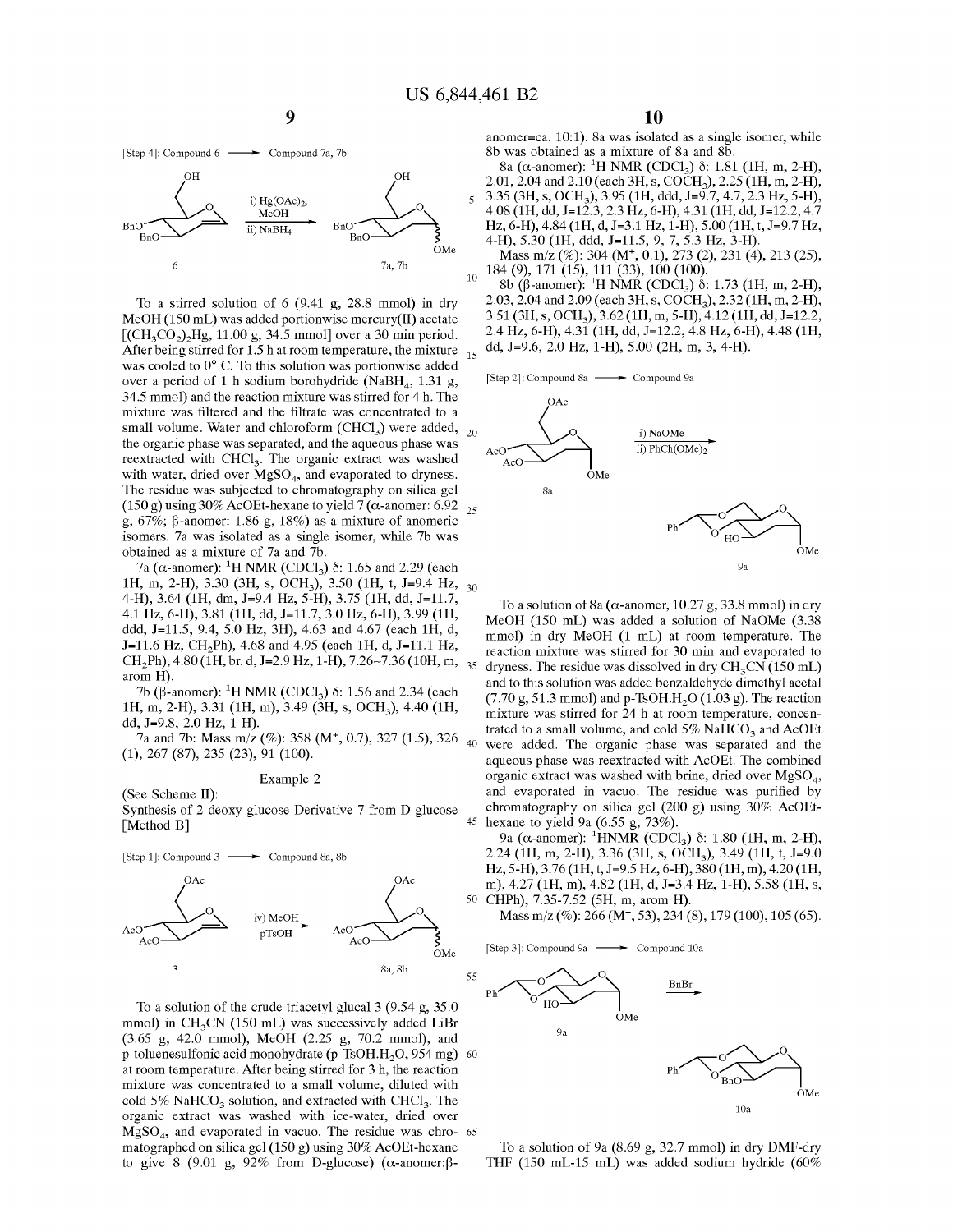[Step 4]: Compound 6 ⟶ Compound 7a, 7b

To a stirred solution of 6 (9.41 g, 28.8 mmol) in dry MeOH (150 mL) was added portionwise mercury(II) acetate [$(CH_3CO_2)_2Hg$, 11.00 g, 34.5 mmol] over a 30 min period. After being stirred for 1.5 h at room temperature, the mixture was cooled to 0° C. To this solution was portionwise added over a period of 1 h sodium borohydride ($NaBH_4$, 1.31 g, 34.5 mmol) and the reaction mixture was stirred for 4 h. The mixture was filtered and the filtrate was concentrated to a small volume. Water and chloroform ($CHCl_3$) were added, the organic phase was separated, and the aqueous phase was reextracted with $CHCl_3$. The organic extract was washed with water, dried over $MgSO_4$, and evaporated to dryness. The residue was subjected to chromatography on silica gel (150 g) using 30% AcOEt-hexane to yield 7 (α-anomer: 6.92 g, 67%; β-anomer: 1.86 g, 18%) as a mixture of anomeric isomers. 7a was isolated as a single isomer, while 7b was obtained as a mixture of 7a and 7b.

7a (α-anomer): $^1$H NMR ($CDCl_3$) δ: 1.65 and 2.29 (each 1H, m, 2-H), 3.30 (3H, s, $OCH_3$), 3.50 (1H, t, J=9.4 Hz, 4-H), 3.64 (1H, dm, J=9.4 Hz, 5-H), 3.75 (1H, dd, J=11.7, 4.1 Hz, 6-H), 3.81 (1H, dd, J=11.7, 3.0 Hz, 6-H), 3.99 (1H, ddd, J=11.5, 9.4, 5.0 Hz, 3H), 4.63 and 4.67 (each 1H, d, J=11.6 Hz, $CH_2$Ph), 4.68 and 4.95 (each 1H, d, J=11.1 Hz, $CH_2$Ph), 4.80 (1H, br. d, J=2.9 Hz, 1-H), 7.26~7.36 (10H, m, arom H).

7b (β-anomer): $^1$H NMR ($CDCl_3$) δ: 1.56 and 2.34 (each 1H, m, 2-H), 3.31 (1H, m), 3.49 (3H, s, $OCH_3$), 4.40 (1H, dd, J=9.8, 2.0 Hz, 1-H).

7a and 7b: Mass m/z (%): 358 (M$^+$, 0.7), 327 (1.5), 326 (1), 267 (87), 235 (23), 91 (100).

## Example 2

(See Scheme II):

Synthesis of 2-deoxy-glucose Derivative 7 from D-glucose [Method B]

[Step 1]: Compound 3 ⟶ Compound 8a, 8b

To a solution of the crude triacetyl glucal 3 (9.54 g, 35.0 mmol) in $CH_3CN$ (150 mL) was successively added LiBr (3.65 g, 42.0 mmol), MeOH (2.25 g, 70.2 mmol), and p-toluenesulfonic acid monohydrate (p-TsOH.$H_2O$, 954 mg) at room temperature. After being stirred for 3 h, the reaction mixture was concentrated to a small volume, diluted with cold 5% $NaHCO_3$ solution, and extracted with $CHCl_3$. The organic extract was washed with ice-water, dried over $MgSO_4$, and evaporated in vacuo. The residue was chromatographed on silica gel (150 g) using 30% AcOEt-hexane to give 8 (9.01 g, 92% from D-glucose) (α-anomer:β-anomer=ca. 10:1). 8a was isolated as a single isomer, while 8b was obtained as a mixture of 8a and 8b.

8a (α-anomer): $^1$H NMR ($CDCl_3$) δ: 1.81 (1H, m, 2-H), 2.01, 2.04 and 2.10 (each 3H, s, $COCH_3$), 2.25 (1H, m, 2-H), 3.35 (3H, s, $OCH_3$), 3.95 (1H, ddd, J=9.7, 4.7, 2.3 Hz, 5-H), 4.08 (1H, dd, J=12.3, 2.3 Hz, 6-H), 4.31 (1H, dd, J=12.2, 4.7 Hz, 6-H), 4.84 (1H, d, J=3.1 Hz, 1-H), 5.00 (1H, t, J=9.7 Hz, 4-H), 5.30 (1H, ddd, J=11.5, 9, 7, 5.3 Hz, 3-H).

Mass m/z (%): 304 (M$^+$, 0.1), 273 (2), 231 (4), 213 (25), 184 (9), 171 (15), 111 (33), 100 (100).

8b (β-anomer): $^1$H NMR ($CDCl_3$) δ: 1.73 (1H, m, 2-H), 2.03, 2.04 and 2.09 (each 3H, s, $COCH_3$), 2.32 (1H, m, 2-H), 3.51 (3H, s, $OCH_3$), 3.62 (1H, m, 5-H), 4.12 (1H, dd, J=12.2, 2.4 Hz, 6-H), 4.31 (1H, dd, J=12.2, 4.8 Hz, 6-H), 4.48 (1H, dd, J=9.6, 2.0 Hz, 1-H), 5.00 (2H, m, 3, 4-H).

[Step 2]: Compound 8a ⟶ Compound 9a

To a solution of 8a (α-anomer, 10.27 g, 33.8 mmol) in dry MeOH (150 mL) was added a solution of NaOMe (3.38 mmol) in dry MeOH (1 mL) at room temperature. The reaction mixture was stirred for 30 min and evaporated to dryness. The residue was dissolved in dry $CH_3CN$ (150 mL) and to this solution was added benzaldehyde dimethyl acetal (7.70 g, 51.3 mmol) and p-TsOH.$H_2O$ (1.03 g). The reaction mixture was stirred for 24 h at room temperature, concentrated to a small volume, and cold 5% $NaHCO_3$ and AcOEt were added. The organic phase was separated and the aqueous phase was reextracted with AcOEt. The combined organic extract was washed with brine, dried over $MgSO_4$, and evaporated in vacuo. The residue was purified by chromatography on silica gel (200 g) using 30% AcOEt-hexane to yield 9a (6.55 g, 73%).

9a (α-anomer): $^1$HNMR ($CDCl_3$) δ: 1.80 (1H, m, 2-H), 2.24 (1H, m, 2-H), 3.36 (3H, s, $OCH_3$), 3.49 (1H, t, J=9.0 Hz, 5-H), 3.76 (1H, t, J=9.5 Hz, 6-H), 380 (1H, m), 4.20 (1H, m), 4.27 (1H, m), 4.82 (1H, d, J=3.4 Hz, 1-H), 5.58 (1H, s, CHPh), 7.35-7.52 (5H, m, arom H).

Mass m/z (%): 266 (M$^+$, 53), 234 (8), 179 (100), 105 (65).

[Step 3]: Compound 9a ⟶ Compound 10a

To a solution of 9a (8.69 g, 32.7 mmol) in dry DMF-dry THF (150 mL-15 mL) was added sodium hydride (60%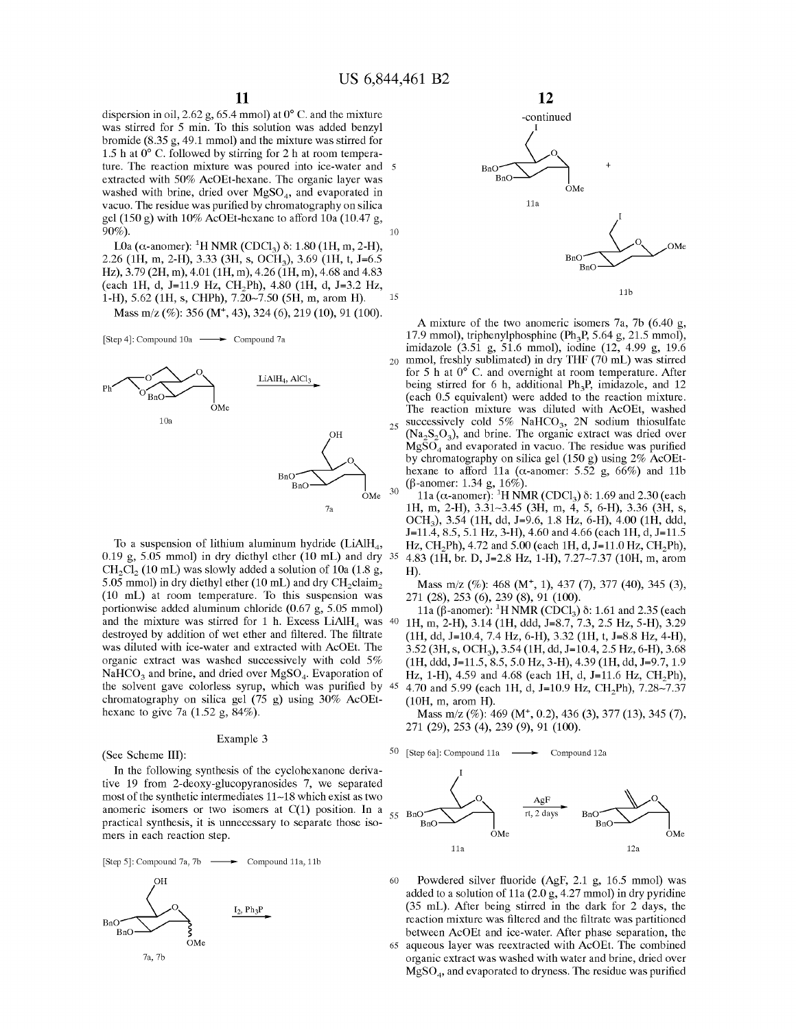dispersion in oil, 2.62 g, 65.4 mmol) at 0° C. and the mixture was stirred for 5 min. To this solution was added benzyl bromide (8.35 g, 49.1 mmol) and the mixture was stirred for 1.5 h at 0° C. followed by stirring for 2 h at room temperature. The reaction mixture was poured into ice-water and extracted with 50% AcOEt-hexane. The organic layer was washed with brine, dried over $MgSO_4$, and evaporated in vacuo. The residue was purified by chromatography on silica gel (150 g) with 10% AcOEt-hexane to afford 10a (10.47 g, 90%).

L0a (α-anomer): $^1H$ NMR ($CDCl_3$) δ: 1.80 (1H, m, 2-H), 2.26 (1H, m, 2-H), 3.33 (3H, s, $OCH_3$), 3.69 (1H, t, J=6.5 Hz), 3.79 (2H, m), 4.01 (1H, m), 4.26 (1H, m), 4.68 and 4.83 (each 1H, d, J=11.9 Hz, $CH_2Ph$), 4.80 (1H, d, J=3.2 Hz, 1-H), 5.62 (1H, s, CHPh), 7.20~7.50 (5H, m, arom H).

Mass m/z (%): 356 ($M^+$, 43), 324 (6), 219 (10), 91 (100).

[Step 4]: Compound 10a ⟶ Compound 7a

$LiAlH_4$, $AlCl_3$

10a → 7a

To a suspension of lithium aluminum hydride ($LiAlH_4$, 0.19 g, 5.05 mmol) in dry diethyl ether (10 mL) and dry $CH_2Cl_2$ (10 mL) was slowly added a solution of 10a (1.8 g, 5.05 mmol) in dry diethyl ether (10 mL) and dry $CH_2$claim$_2$ (10 mL) at room temperature. To this suspension was portionwise added aluminum chloride (0.67 g, 5.05 mmol) and the mixture was stirred for 1 h. Excess $LiAlH_4$ was destroyed by addition of wet ether and filtered. The filtrate was diluted with ice-water and extracted with AcOEt. The organic extract was washed successively with cold 5% $NaHCO_3$ and brine, and dried over $MgSO_4$. Evaporation of the solvent gave colorless syrup, which was purified by chromatography on silica gel (75 g) using 30% AcOEt-hexane to give 7a (1.52 g, 84%).

## Example 3

(See Scheme III):

In the following synthesis of the cyclohexanone derivative 19 from 2-deoxy-glucopyranosides 7, we separated most of the synthetic intermediates 11~18 which exist as two anomeric isomers or two isomers at C(1) position. In a practical synthesis, it is unnecessary to separate those isomers in each reaction step.

[Step 5]: Compound 7a, 7b ⟶ Compound 11a, 11b

$I_2$, $Ph_3P$

7a, 7b → 11a + 11b

A mixture of the two anomeric isomers 7a, 7b (6.40 g, 17.9 mmol), triphenylphosphine ($Ph_3P$, 5.64 g, 21.5 mmol), imidazole (3.51 g, 51.6 mmol), iodine ($I_2$, 4.99 g, 19.6 mmol, freshly sublimated) in dry THF (70 mL) was stirred for 5 h at 0° C. and overnight at room temperature. After being stirred for 6 h, additional $Ph_3P$, imidazole, and $I_2$ (each 0.5 equivalent) were added to the reaction mixture. The reaction mixture was diluted with AcOEt, washed successively cold 5% $NaHCO_3$, 2N sodium thiosulfate ($Na_2S_2O_3$), and brine. The organic extract was dried over $MgSO_4$ and evaporated in vacuo. The residue was purified by chromatography on silica gel (150 g) using 2% AcOEt-hexane to afford 11a (α-anomer: 5.52 g, 66%) and 11b (β-anomer: 1.34 g, 16%).

11a (α-anomer): $^1H$ NMR ($CDCl_3$) δ: 1.69 and 2.30 (each 1H, m, 2-H), 3.31~3.45 (3H, m, 4, 5, 6-H), 3.36 (3H, s, $OCH_3$), 3.54 (1H, dd, J=9.6, 1.8 Hz, 6-H), 4.00 (1H, ddd, J=11.4, 8.5, 5.1 Hz, 3-H), 4.60 and 4.66 (each 1H, d, J=11.5 Hz, $CH_2Ph$), 4.72 and 5.00 (each 1H, d, J=11.0 Hz, $CH_2Ph$), 4.83 (1H, br. D, J=2.8 Hz, 1-H), 7.27~7.37 (10H, m, arom H).

Mass m/z (%): 468 ($M^+$, 1), 437 (7), 377 (40), 345 (3), 271 (28), 253 (6), 239 (8), 91 (100).

11a (β-anomer): $^1H$ NMR ($CDCl_3$) δ: 1.61 and 2.35 (each 1H, m, 2-H), 3.14 (1H, ddd, J=8.7, 7.3, 2.5 Hz, 5-H), 3.29 (1H, dd, J=10.4, 7.4 Hz, 6-H), 3.32 (1H, t, J=8.8 Hz, 4-H), 3.52 (3H, s, $OCH_3$), 3.54 (1H, dd, J=10.4, 2.5 Hz, 6-H), 3.68 (1H, ddd, J=11.5, 8.5, 5.0 Hz, 3-H), 4.39 (1H, dd, J=9.7, 1.9 Hz, 1-H), 4.59 and 4.68 (each 1H, d, J=11.6 Hz, $CH_2Ph$), 4.70 and 5.99 (each 1H, d, J=10.9 Hz, $CH_2Ph$), 7.28~7.37 (10H, m, arom H).

Mass m/z (%): 469 ($M^+$, 0.2), 436 (3), 377 (13), 345 (7), 271 (29), 253 (4), 239 (9), 91 (100).

[Step 6a]: Compound 11a ⟶ Compound 12a

AgF, rt, 2 days

11a → 12a

Powdered silver fluoride (AgF, 2.1 g, 16.5 mmol) was added to a solution of 11a (2.0 g, 4.27 mmol) in dry pyridine (35 mL). After being stirred in the dark for 2 days, the reaction mixture was filtered and the filtrate was partitioned between AcOEt and ice-water. After phase separation, the aqueous layer was reextracted with AcOEt. The combined organic extract was washed with water and brine, dried over $MgSO_4$, and evaporated to dryness. The residue was purified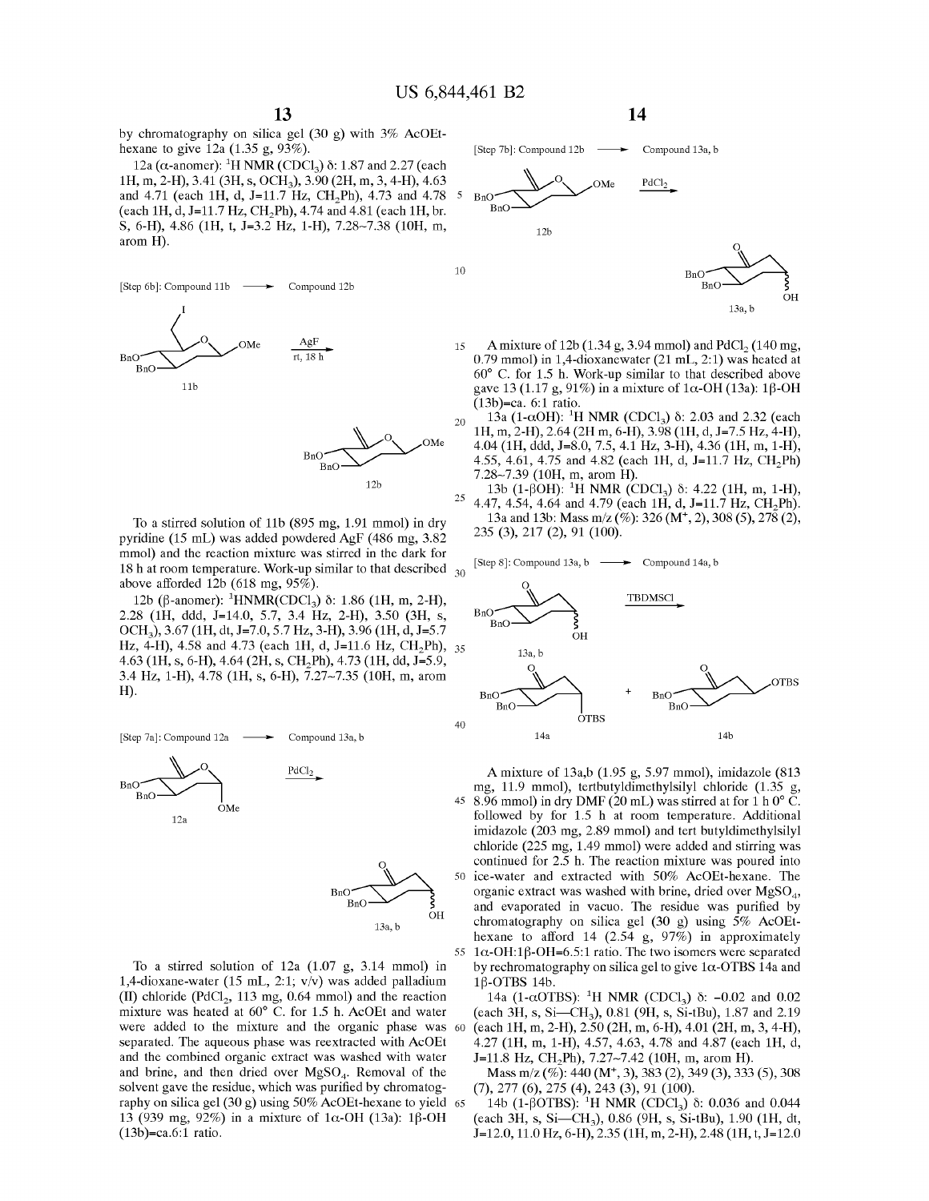by chromatography on silica gel (30 g) with 3% AcOEt-hexane to give 12a (1.35 g, 93%).

12a (α-anomer): $^1$H NMR ($CDCl_3$) δ: 1.87 and 2.27 (each 1H, m, 2-H), 3.41 (3H, s, $OCH_3$), 3.90 (2H, m, 3, 4-H), 4.63 and 4.71 (each 1H, d, J=11.7 Hz, $CH_2$Ph), 4.73 and 4.78 (each 1H, d, J=11.7 Hz, $CH_2$Ph), 4.74 and 4.81 (each 1H, br. S, 6-H), 4.86 (1H, t, J=3.2 Hz, 1-H), 7.28~7.38 (10H, m, arom H).

[Step 6b]: Compound 11b ⟶ Compound 12b

To a stirred solution of 11b (895 mg, 1.91 mmol) in dry pyridine (15 mL) was added powdered AgF (486 mg, 3.82 mmol) and the reaction mixture was stirred in the dark for 18 h at room temperature. Work-up similar to that described above afforded 12b (618 mg, 95%).

12b (β-anomer): $^1$HNMR($CDCl_3$) δ: 1.86 (1H, m, 2-H), 2.28 (1H, ddd, J=14.0, 5.7, 3.4 Hz, 2-H), 3.50 (3H, s, $OCH_3$), 3.67 (1H, dt, J=7.0, 5.7 Hz, 3-H), 3.96 (1H, d, J=5.7 Hz, 4-H), 4.58 and 4.73 (each 1H, d, J=11.6 Hz, $CH_2$Ph), 4.63 (1H, s, 6-H), 4.64 (2H, s, $CH_2$Ph), 4.73 (1H, dd, J=5.9, 3.4 Hz, 1-H), 4.78 (1H, s, 6-H), 7.27~7.35 (10H, m, arom H).

[Step 7a]: Compound 12a ⟶ Compound 13a, b

To a stirred solution of 12a (1.07 g, 3.14 mmol) in 1,4-dioxane-water (15 mL, 2:1; v/v) was added palladium (II) chloride ($PdCl_2$, 113 mg, 0.64 mmol) and the reaction mixture was heated at 60° C. for 1.5 h. AcOEt and water were added to the mixture and the organic phase was separated. The aqueous phase was reextracted with AcOEt and the combined organic extract was washed with water and brine, and then dried over $MgSO_4$. Removal of the solvent gave the residue, which was purified by chromatography on silica gel (30 g) using 50% AcOEt-hexane to yield 13 (939 mg, 92%) in a mixture of 1α-OH (13a): 1β-OH (13b)=ca.6:1 ratio.

[Step 7b]: Compound 12b ⟶ Compound 13a, b

A mixture of 12b (1.34 g, 3.94 mmol) and $PdCl_2$ (140 mg, 0.79 mmol) in 1,4-dioxane:water (21 mL, 2:1) was heated at 60° C. for 1.5 h. Work-up similar to that described above gave 13 (1.17 g, 91%) in a mixture of 1α-OH (13a): 1β-OH (13b)=ca. 6:1 ratio.

13a (1-αOH): $^1$H NMR ($CDCl_3$) δ: 2.03 and 2.32 (each 1H, m, 2-H), 2.64 (2H m, 6-H), 3.98 (1H, d, J=7.5 Hz, 4-H), 4.04 (1H, ddd, J=8.0, 7.5, 4.1 Hz, 3-H), 4.36 (1H, m, 1-H), 4.55, 4.61, 4.75 and 4.82 (each 1H, d, J=11.7 Hz, $CH_2$Ph) 7.28~7.39 (10H, m, arom H).

13b (1-βOH): $^1$H NMR ($CDCl_3$) δ: 4.22 (1H, m, 1-H), 4.47, 4.54, 4.64 and 4.79 (each 1H, d, J=11.7 Hz, $CH_2$Ph).

13a and 13b: Mass m/z (%): 326 ($M^+$, 2), 308 (5), 278 (2), 235 (3), 217 (2), 91 (100).

[Step 8]: Compound 13a, b ⟶ Compound 14a, b

A mixture of 13a,b (1.95 g, 5.97 mmol), imidazole (813 mg, 11.9 mmol), tertbutyldimethylsilyl chloride (1.35 g, 8.96 mmol) in dry DMF (20 mL) was stirred at for 1 h 0° C. followed by for 1.5 h at room temperature. Additional imidazole (203 mg, 2.89 mmol) and tert butyldimethylsilyl chloride (225 mg, 1.49 mmol) were added and stirring was continued for 2.5 h. The reaction mixture was poured into ice-water and extracted with 50% AcOEt-hexane. The organic extract was washed with brine, dried over $MgSO_4$, and evaporated in vacuo. The residue was purified by chromatography on silica gel (30 g) using 5% AcOEt-hexane to afford 14 (2.54 g, 97%) in approximately 1α-OH:1β-OH=6.5:1 ratio. The two isomers were separated by rechromatography on silica gel to give 1α-OTBS 14a and 1β-OTBS 14b.

14a (1-αOTBS): $^1$H NMR ($CDCl_3$) δ: −0.02 and 0.02 (each 3H, s, Si—$CH_3$), 0.81 (9H, s, Si-tBu), 1.87 and 2.19 (each 1H, m, 2-H), 2.50 (2H, m, 6-H), 4.01 (2H, m, 3, 4-H), 4.27 (1H, m, 1-H), 4.57, 4.63, 4.78 and 4.87 (each 1H, d, J=11.8 Hz, $CH_2$Ph), 7.27~7.42 (10H, m, arom H).

Mass m/z (%): 440 ($M^+$, 3), 383 (2), 349 (3), 333 (5), 308 (7), 277 (6), 275 (4), 243 (3), 91 (100).

14b (1-βOTBS): $^1$H NMR ($CDCl_3$) δ: 0.036 and 0.044 (each 3H, s, Si—$CH_3$), 0.86 (9H, s, Si-tBu), 1.90 (1H, dt, J=12.0, 11.0 Hz, 6-H), 2.35 (1H, m, 2-H), 2.48 (1H, t, J=12.0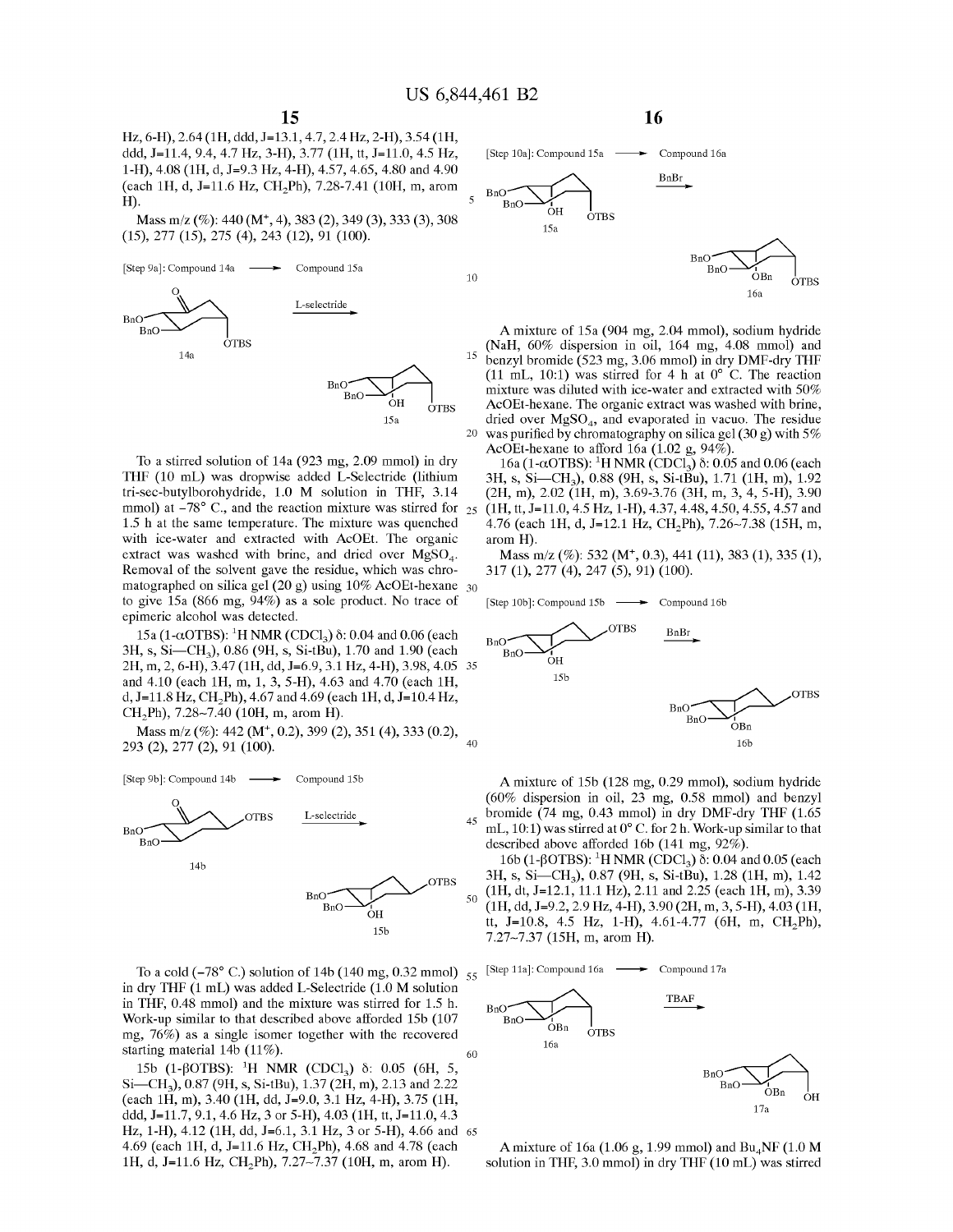Hz, 6-H), 2.64 (1H, ddd, J=13.1, 4.7, 2.4 Hz, 2-H), 3.54 (1H, ddd, J=11.4, 9.4, 4.7 Hz, 3-H), 3.77 (1H, tt, J=11.0, 4.5 Hz, 1-H), 4.08 (1H, d, J=9.3 Hz, 4-H), 4.57, 4.65, 4.80 and 4.90 (each 1H, d, J=11.6 Hz, $CH_2Ph$), 7.28-7.41 (10H, m, arom H).

Mass m/z (%): 440 ($M^+$, 4), 383 (2), 349 (3), 333 (3), 308 (15), 277 (15), 275 (4), 243 (12), 91 (100).

[Step 9a]: Compound 14a ⟶ Compound 15a

To a stirred solution of 14a (923 mg, 2.09 mmol) in dry THF (10 mL) was dropwise added L-Selectride (lithium tri-sec-butylborohydride, 1.0 M solution in THF, 3.14 mmol) at −78° C., and the reaction mixture was stirred for 1.5 h at the same temperature. The mixture was quenched with ice-water and extracted with AcOEt. The organic extract was washed with brine, and dried over $MgSO_4$. Removal of the solvent gave the residue, which was chromatographed on silica gel (20 g) using 10% AcOEt-hexane to give 15a (866 mg, 94%) as a sole product. No trace of epimeric alcohol was detected.

15a (1-αOTBS): $^1$H NMR ($CDCl_3$) δ: 0.04 and 0.06 (each 3H, s, Si—$CH_3$), 0.86 (9H, s, Si-tBu), 1.70 and 1.90 (each 2H, m, 2, 6-H), 3.47 (1H, dd, J=6.9, 3.1 Hz, 4-H), 3.98, 4.05 and 4.10 (each 1H, m, 1, 3, 5-H), 4.63 and 4.70 (each 1H, d, J=11.8 Hz, $CH_2Ph$), 4.67 and 4.69 (each 1H, d, J=10.4 Hz, $CH_2Ph$), 7.28~7.40 (10H, m, arom H).

Mass m/z (%): 442 ($M^+$, 0.2), 399 (2), 351 (4), 333 (0.2), 293 (2), 277 (2), 91 (100).

[Step 9b]: Compound 14b ⟶ Compound 15b

To a cold (−78° C.) solution of 14b (140 mg, 0.32 mmol) in dry THF (1 mL) was added L-Selectride (1.0 M solution in THF, 0.48 mmol) and the mixture was stirred for 1.5 h. Work-up similar to that described above afforded 15b (107 mg, 76%) as a single isomer together with the recovered starting material 14b (11%).

15b (1-βOTBS): $^1$H NMR ($CDCl_3$) δ: 0.05 (6H, 5, Si—$CH_3$), 0.87 (9H, s, Si-tBu), 1.37 (2H, m), 2.13 and 2.22 (each 1H, m), 3.40 (1H, dd, J=9.0, 3.1 Hz, 4-H), 3.75 (1H, ddd, J=11.7, 9.1, 4.6 Hz, 3 or 5-H), 4.03 (1H, tt, J=11.0, 4.3 Hz, 1-H), 4.12 (1H, dd, J=6.1, 3.1 Hz, 3 or 5-H), 4.66 and 4.69 (each 1H, d, J=11.6 Hz, $CH_2Ph$), 4.68 and 4.78 (each 1H, d, J=11.6 Hz, $CH_2Ph$), 7.27~7.37 (10H, m, arom H).

[Step 10a]: Compound 15a ⟶ Compound 16a

A mixture of 15a (904 mg, 2.04 mmol), sodium hydride (NaH, 60% dispersion in oil, 164 mg, 4.08 mmol) and benzyl bromide (523 mg, 3.06 mmol) in dry DMF-dry THF (11 mL, 10:1) was stirred for 4 h at 0° C. The reaction mixture was diluted with ice-water and extracted with 50% AcOEt-hexane. The organic extract was washed with brine, dried over $MgSO_4$, and evaporated in vacuo. The residue was purified by chromatography on silica gel (30 g) with 5% AcOEt-hexane to afford 16a (1.02 g, 94%).

16a (1-αOTBS): $^1$H NMR ($CDCl_3$) δ: 0.05 and 0.06 (each 3H, s, Si—$CH_3$), 0.88 (9H, s, Si-tBu), 1.71 (1H, m), 1.92 (2H, m), 2.02 (1H, m), 3.69-3.76 (3H, m, 3, 4, 5-H), 3.90 (1H, tt, J=11.0, 4.5 Hz, 1-H), 4.37, 4.48, 4.50, 4.55, 4.57 and 4.76 (each 1H, d, J=12.1 Hz, $CH_2Ph$), 7.26~7.38 (15H, m, arom H).

Mass m/z (%): 532 ($M^+$, 0.3), 441 (11), 383 (1), 335 (1), 317 (1), 277 (4), 247 (5), 91 (100).

[Step 10b]: Compound 15b ⟶ Compound 16b

A mixture of 15b (128 mg, 0.29 mmol), sodium hydride (60% dispersion in oil, 23 mg, 0.58 mmol) and benzyl bromide (74 mg, 0.43 mmol) in dry DMF-dry THF (1.65 mL, 10:1) was stirred at 0° C. for 2 h. Work-up similar to that described above afforded 16b (141 mg, 92%).

16b (1-βOTBS): $^1$H NMR ($CDCl_3$) δ: 0.04 and 0.05 (each 3H, s, Si—$CH_3$), 0.87 (9H, s, Si-tBu), 1.28 (1H, m), 1.42 (1H, dt, J=12.1, 11.1 Hz), 2.11 and 2.25 (each 1H, m), 3.39 (1H, dd, J=9.2, 2.9 Hz, 4-H), 3.90 (2H, m, 3, 5-H), 4.03 (1H, tt, J=10.8, 4.5 Hz, 1-H), 4.61-4.77 (6H, m, $CH_2Ph$), 7.27~7.37 (15H, m, arom H).

[Step 11a]: Compound 16a ⟶ Compound 17a

A mixture of 16a (1.06 g, 1.99 mmol) and $Bu_4NF$ (1.0 M solution in THF, 3.0 mmol) in dry THF (10 mL) was stirred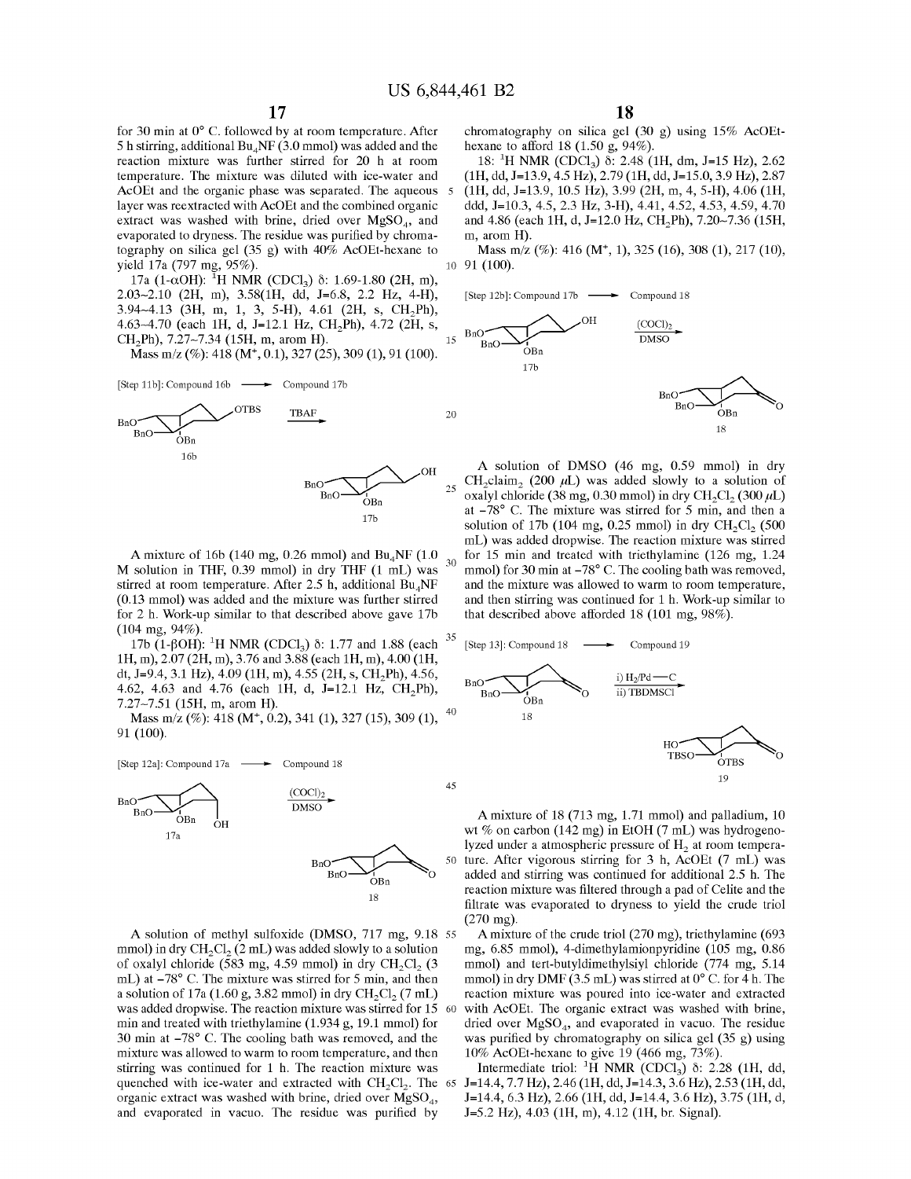for 30 min at 0° C. followed by at room temperature. After 5 h stirring, additional $Bu_4NF$ (3.0 mmol) was added and the reaction mixture was further stirred for 20 h at room temperature. The mixture was diluted with ice-water and AcOEt and the organic phase was separated. The aqueous layer was reextracted with AcOEt and the combined organic extract was washed with brine, dried over $MgSO_4$, and evaporated to dryness. The residue was purified by chromatography on silica gel (35 g) with 40% AcOEt-hexane to yield 17a (797 mg, 95%).

17a (1-αOH): $^1$H NMR ($CDCl_3$) δ: 1.69~1.80 (2H, m), 2.03~2.10 (2H, m), 3.58(1H, dd, J=6.8, 2.2 Hz, 4-H), 3.94~4.13 (3H, m, 1, 3, 5-H), 4.61 (2H, s, $CH_2Ph$), 4.63~4.70 (each 1H, d, J=12.1 Hz, $CH_2Ph$), 4.72 (2H, s, $CH_2Ph$), 7.27~7.34 (15H, m, arom H).

Mass m/z (%): 418 ($M^+$, 0.1), 327 (25), 309 (1), 91 (100).

[Step 11b]: Compound 16b ⟶ Compound 17b

A mixture of 16b (140 mg, 0.26 mmol) and $Bu_4NF$ (1.0 M solution in THF, 0.39 mmol) in dry THF (1 mL) was stirred at room temperature. After 2.5 h, additional $Bu_4NF$ (0.13 mmol) was added and the mixture was further stirred for 2 h. Work-up similar to that described above gave 17b (104 mg, 94%).

17b (1-βOH): $^1$H NMR ($CDCl_3$) δ: 1.77 and 1.88 (each 1H, m), 2.07 (2H, m), 3.76 and 3.88 (each 1H, m), 4.00 (1H, dt, J=9.4, 3.1 Hz), 4.09 (1H, m), 4.55 (2H, s, $CH_2Ph$), 4.56, 4.62, 4.63 and 4.76 (each 1H, d, J=12.1 Hz, $CH_2Ph$), 7.27~7.51 (15H, m, arom H).

Mass m/z (%): 418 ($M^+$, 0.2), 341 (1), 327 (15), 309 (1), 91 (100).

[Step 12a]: Compound 17a ⟶ Compound 18

A solution of methyl sulfoxide (DMSO, 717 mg, 9.18 mmol) in dry $CH_2Cl_2$ (2 mL) was added slowly to a solution of oxalyl chloride (583 mg, 4.59 mmol) in dry $CH_2Cl_2$ (3 mL) at −78° C. The mixture was stirred for 5 min, and then a solution of 17a (1.60 g, 3.82 mmol) in dry $CH_2Cl_2$ (7 mL) was added dropwise. The reaction mixture was stirred for 15 min and treated with triethylamine (1.934 g, 19.1 mmol) for 30 min at −78° C. The cooling bath was removed, and the mixture was allowed to warm to room temperature, and then stirring was continued for 1 h. The reaction mixture was quenched with ice-water and extracted with $CH_2Cl_2$. The organic extract was washed with brine, dried over $MgSO_4$, and evaporated in vacuo. The residue was purified by chromatography on silica gel (30 g) using 15% AcOEt-hexane to afford 18 (1.50 g, 94%).

18: $^1$H NMR ($CDCl_3$) δ: 2.48 (1H, dm, J=15 Hz), 2.62 (1H, dd, J=13.9, 4.5 Hz), 2.79 (1H, dd, J=15.0, 3.9 Hz), 2.87 (1H, dd, J=13.9, 10.5 Hz), 3.99 (2H, m, 4, 5-H), 4.06 (1H, ddd, J=10.3, 4.5, 2.3 Hz, 3-H), 4.41, 4.52, 4.53, 4.59, 4.70 and 4.86 (each 1H, d, J=12.0 Hz, $CH_2Ph$), 7.20~7.36 (15H, m, arom H).

Mass m/z (%): 416 ($M^+$, 1), 325 (16), 308 (1), 217 (10), 91 (100).

[Step 12b]: Compound 17b ⟶ Compound 18

A solution of DMSO (46 mg, 0.59 mmol) in dry $CH_2claim_2$ (200 μL) was added slowly to a solution of oxalyl chloride (38 mg, 0.30 mmol) in dry $CH_2Cl_2$ (300 μL) at −78° C. The mixture was stirred for 5 min, and then a solution of 17b (104 mg, 0.25 mmol) in dry $CH_2Cl_2$ (500 mL) was added dropwise. The reaction mixture was stirred for 15 min and treated with triethylamine (126 mg, 1.24 mmol) for 30 min at −78° C. The cooling bath was removed, and the mixture was allowed to warm to room temperature, and then stirring was continued for 1 h. Work-up similar to that described above afforded 18 (101 mg, 98%).

[Step 13]: Compound 18 ⟶ Compound 19

A mixture of 18 (713 mg, 1.71 mmol) and palladium, 10 wt % on carbon (142 mg) in EtOH (7 mL) was hydrogenolyzed under a atmospheric pressure of $H_2$ at room temperature. After vigorous stirring for 3 h, AcOEt (7 mL) was added and stirring was continued for additional 2.5 h. The reaction mixture was filtered through a pad of Celite and the filtrate was evaporated to dryness to yield the crude triol (270 mg).

A mixture of the crude triol (270 mg), triethylamine (693 mg, 6.85 mmol), 4-dimethylamionpyridine (105 mg, 0.86 mmol) and tert-butyldimethylsilyl chloride (774 mg, 5.14 mmol) in dry DMF (3.5 mL) was stirred at 0° C. for 4 h. The reaction mixture was poured into ice-water and extracted with AcOEt. The organic extract was washed with brine, dried over $MgSO_4$, and evaporated in vacuo. The residue was purified by chromatography on silica gel (35 g) using 10% AcOEt-hexane to give 19 (466 mg, 73%).

Intermediate triol: $^1$H NMR ($CDCl_3$) δ: 2.28 (1H, dd, J=14.4, 7.7 Hz), 2.46 (1H, dd, J=14.3, 3.6 Hz), 2.53 (1H, dd, J=14.4, 6.3 Hz), 2.66 (1H, dd, J=14.4, 3.6 Hz), 3.75 (1H, d, J=5.2 Hz), 4.03 (1H, m), 4.12 (1H, br. Signal).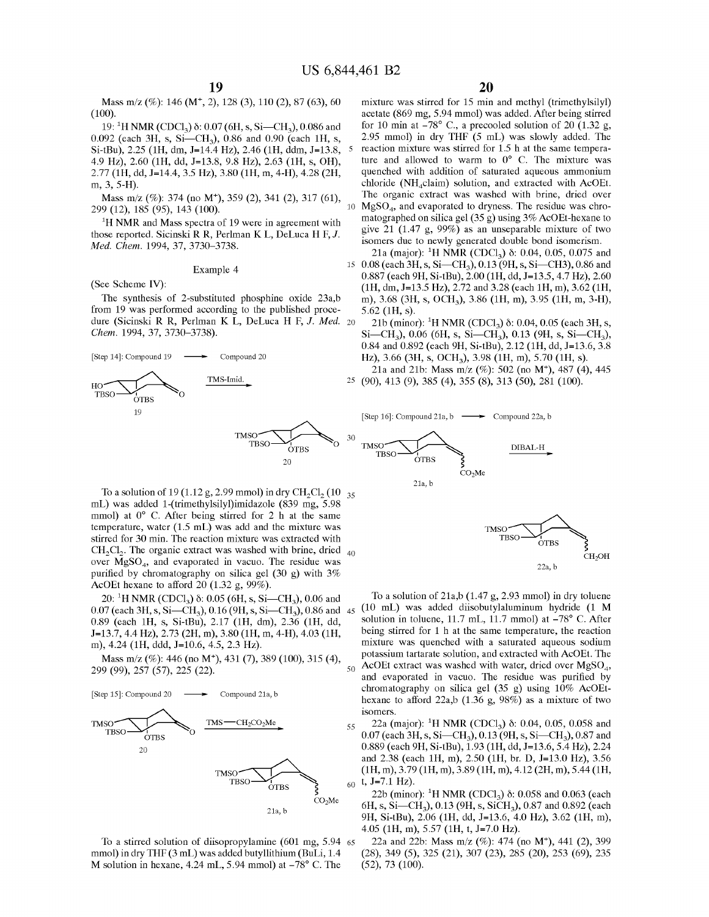Mass m/z (%): 146 ($M^+$, 2), 128 (3), 110 (2), 87 (63), 60 (100).

19: $^1$H NMR ($CDCl_3$) δ: 0.07 (6H, s, Si—$CH_3$), 0.086 and 0.092 (each 3H, s, Si—$CH_3$), 0.86 and 0.90 (each 1H, s, Si-tBu), 2.25 (1H, dm, J=14.4 Hz), 2.46 (1H, ddm, J=13.8, 4.9 Hz), 2.60 (1H, dd, J=13.8, 9.8 Hz), 2.63 (1H, s, OH), 2.77 (1H, dd, J=14.4, 3.5 Hz), 3.80 (1H, m, 4-H), 4.28 (2H, m, 3, 5-H).

Mass m/z (%): 374 (no $M^+$), 359 (2), 341 (2), 317 (61), 299 (12), 185 (95), 143 (100).

$^1$H NMR and Mass spectra of 19 were in agreement with those reported. Sicinski R R, Perlman K L, DeLuca H F, *J. Med. Chem.* 1994, 37, 3730–3738.

## Example 4

(See Scheme IV):

The synthesis of 2-substituted phosphine oxide 23a,b from 19 was performed according to the published procedure (Sicinski R R, Perlman K L, DeLuca H F, *J. Med. Chem.* 1994, 37, 3730–3738).

[Step 14]: Compound 19 ⟶ Compound 20

To a solution of 19 (1.12 g, 2.99 mmol) in dry $CH_2Cl_2$ (10 mL) was added 1-(trimethylsilyl)imidazole (839 mg, 5.98 mmol) at 0° C. After being stirred for 2 h at the same temperature, water (1.5 mL) was add and the mixture was stirred for 30 min. The reaction mixture was extracted with $CH_2Cl_2$. The organic extract was washed with brine, dried over $MgSO_4$, and evaporated in vacuo. The residue was purified by chromatography on silica gel (30 g) with 3% AcOEt hexane to afford 20 (1.32 g, 99%).

20: $^1$H NMR ($CDCl_3$) δ: 0.05 (6H, s, Si—$CH_3$), 0.06 and 0.07 (each 3H, s, Si—$CH_3$), 0.16 (9H, s, Si—$CH_3$), 0.86 and 0.89 (each 1H, s, Si-tBu), 2.17 (1H, dm), 2.36 (1H, dd, J=13.7, 4.4 Hz), 2.73 (2H, m), 3.80 (1H, m, 4-H), 4.03 (1H, m), 4.24 (1H, ddd, J=10.6, 4.5, 2.3 Hz).

Mass m/z (%): 446 (no $M^+$), 431 (7), 389 (100), 315 (4), 299 (99), 257 (57), 225 (22).

[Step 15]: Compound 20 ⟶ Compound 21a, b

To a stirred solution of diisopropylamine (601 mg, 5.94 mmol) in dry THF (3 mL) was added butyllithium (BuLi, 1.4 M solution in hexane, 4.24 mL, 5.94 mmol) at −78° C. The mixture was stirred for 15 min and methyl (trimethylsilyl) acetate (869 mg, 5.94 mmol) was added. After being stirred for 10 min at −78° C., a precooled solution of 20 (1.32 g, 2.95 mmol) in dry THF (5 mL) was slowly added. The reaction mixture was stirred for 1.5 h at the same temperature and allowed to warm to 0° C. The mixture was quenched with addition of saturated aqueous ammonium chloride ($NH_4$claim) solution, and extracted with AcOEt. The organic extract was washed with brine, dried over $MgSO_4$, and evaporated to dryness. The residue was chromatographed on silica gel (35 g) using 3% AcOEt-hexane to give 21 (1.47 g, 99%) as an unseparable mixture of two isomers due to newly generated double bond isomerism.

21a (major): $^1$H NMR ($CDCl_3$) δ: 0.04, 0.05, 0.075 and 0.08 (each 3H, s, Si—$CH_3$), 0.13 (9H, s, Si—CH3), 0.86 and 0.887 (each 9H, Si-tBu), 2.00 (1H, dd, J=13.5, 4.7 Hz), 2.60 (1H, dm, J=13.5 Hz), 2.72 and 3.28 (each 1H, m), 3.62 (1H, m), 3.68 (3H, s, $OCH_3$), 3.86 (1H, m), 3.95 (1H, m, 3-H), 5.62 (1H, s).

21b (minor): $^1$H NMR ($CDCl_3$) δ: 0.04, 0.05 (each 3H, s, Si—$CH_3$), 0.06 (6H, s, Si—$CH_3$), 0.13 (9H, s, Si—$CH_3$), 0.84 and 0.892 (each 9H, Si-tBu), 2.12 (1H, dd, J=13.6, 3.8 Hz), 3.66 (3H, s, $OCH_3$), 3.98 (1H, m), 5.70 (1H, s).

21a and 21b: Mass m/z (%): 502 (no $M^+$), 487 (4), 445 (90), 413 (9), 385 (4), 355 (8), 313 (50), 281 (100).

[Step 16]: Compound 21a, b ⟶ Compound 22a, b

To a solution of 21a,b (1.47 g, 2.93 mmol) in dry toluene (10 mL) was added diisobutylaluminum hydride (1 M solution in toluene, 11.7 mL, 11.7 mmol) at −78° C. After being stirred for 1 h at the same temperature, the reaction mixture was quenched with a saturated aqueous sodium potassium tartarate solution, and extracted with AcOEt. The AcOEt extract was washed with water, dried over $MgSO_4$, and evaporated in vacuo. The residue was purified by chromatography on silica gel (35 g) using 10% AcOEt-hexane to afford 22a,b (1.36 g, 98%) as a mixture of two isomers.

22a (major): $^1$H NMR ($CDCl_3$) δ: 0.04, 0.05, 0.058 and 0.07 (each 3H, s, Si—$CH_3$), 0.13 (9H, s, Si—$CH_3$), 0.87 and 0.889 (each 9H, Si-tBu), 1.93 (1H, dd, J=13.6, 5.4 Hz), 2.24 and 2.38 (each 1H, m), 2.50 (1H, br. D, J=13.0 Hz), 3.56 (1H, m), 3.79 (1H, m), 3.89 (1H, m), 4.12 (2H, m), 5.44 (1H, t, J=7.1 Hz).

22b (minor): $^1$H NMR ($CDCl_3$) δ: 0.058 and 0.063 (each 6H, s, Si—$CH_3$), 0.13 (9H, s, $SiCH_3$), 0.87 and 0.892 (each 9H, Si-tBu), 2.06 (1H, dd, J=13.6, 4.0 Hz), 3.62 (1H, m), 4.05 (1H, m), 5.57 (1H, t, J=7.0 Hz).

22a and 22b: Mass m/z (%): 474 (no $M^+$), 441 (2), 399 (28), 349 (5), 325 (21), 307 (23), 285 (20), 253 (69), 235 (52), 73 (100).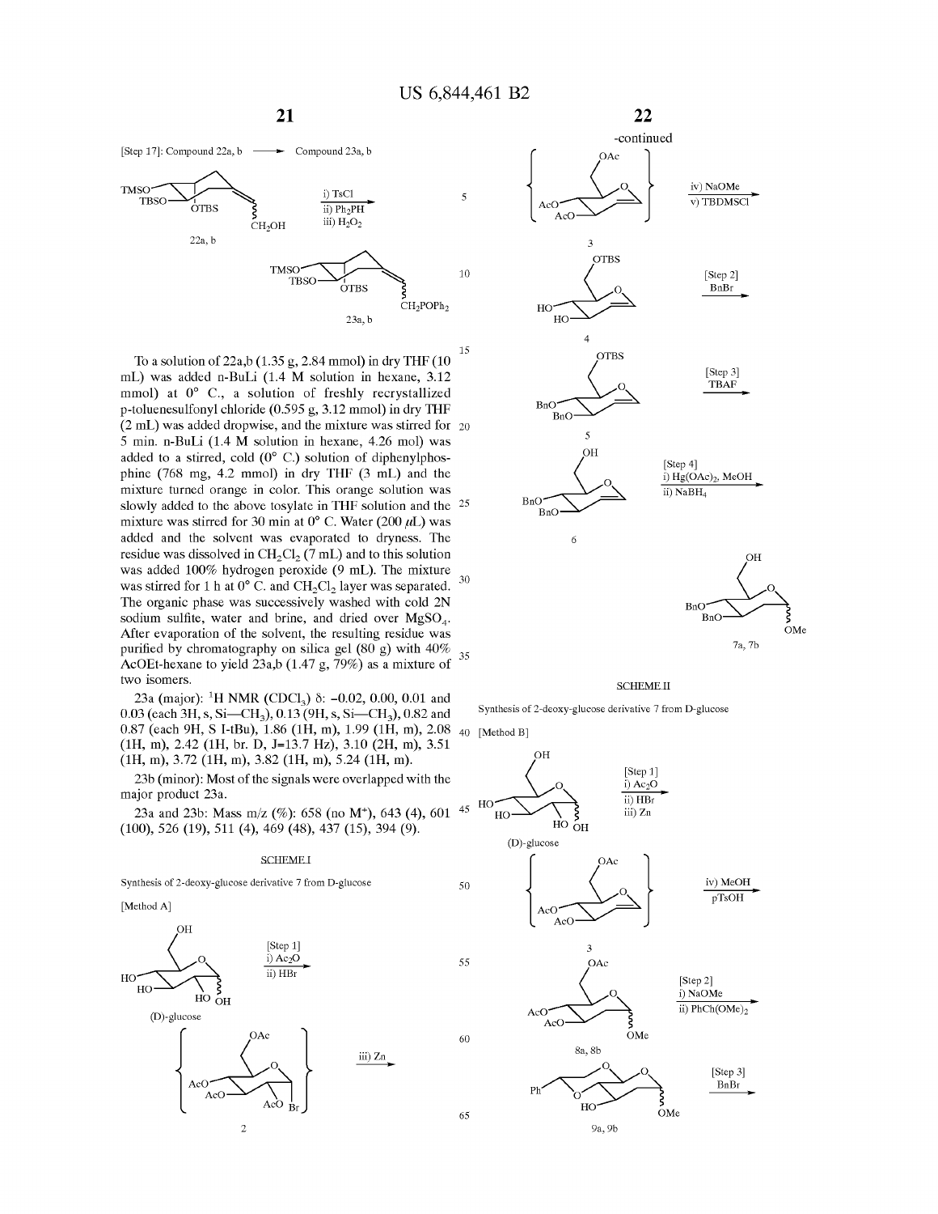[Step 17]: Compound 22a, b ⟶ Compound 23a, b

22a, b → (i) TsCl; ii) $Ph_2PH$; iii) $H_2O_2$) → 23a, b

To a solution of 22a,b (1.35 g, 2.84 mmol) in dry THF (10 mL) was added n-BuLi (1.4 M solution in hexane, 3.12 mmol) at 0° C., a solution of freshly recrystallized p-toluenesulfonyl chloride (0.595 g, 3.12 mmol) in dry THF (2 mL) was added dropwise, and the mixture was stirred for 5 min. n-BuLi (1.4 M solution in hexane, 4.26 mol) was added to a stirred, cold (0° C.) solution of diphenylphosphine (768 mg, 4.2 mmol) in dry THF (3 mL) and the mixture turned orange in color. This orange solution was slowly added to the above tosylate in THF solution and the mixture was stirred for 30 min at 0° C. Water (200 μL) was added and the solvent was evaporated to dryness. The residue was dissolved in $CH_2Cl_2$ (7 mL) and to this solution was added 100% hydrogen peroxide (9 mL). The mixture was stirred for 1 h at 0° C. and $CH_2Cl_2$ layer was separated. The organic phase was successively washed with cold 2N sodium sulfite, water and brine, and dried over $MgSO_4$. After evaporation of the solvent, the resulting residue was purified by chromatography on silica gel (80 g) with 40% AcOEt-hexane to yield 23a,b (1.47 g, 79%) as a mixture of two isomers.

23a (major): $^1$H NMR ($CDCl_3$) δ: −0.02, 0.00, 0.01 and 0.03 (each 3H, s, Si—$CH_3$), 0.13 (9H, s, Si—$CH_3$), 0.82 and 0.87 (each 9H, S I-tBu), 1.86 (1H, m), 1.99 (1H, m), 2.08 (1H, m), 2.42 (1H, br. D, J=13.7 Hz), 3.10 (2H, m), 3.51 (1H, m), 3.72 (1H, m), 3.82 (1H, m), 5.24 (1H, m).

23b (minor): Most of the signals were overlapped with the major product 23a.

23a and 23b: Mass m/z (%): 658 (no $M^+$), 643 (4), 601 (100), 526 (19), 511 (4), 469 (48), 437 (15), 394 (9).

SCHEME I

Synthesis of 2-deoxy-glucose derivative 7 from D-glucose

[Method A]

(D)-glucose → [Step 1] i) $Ac_2O$; ii) HBr → 2 → iii) Zn → 3 → iv) NaOMe; v) TBDMSCl → 4 → [Step 2] BnBr → 5 → [Step 3] TBAF → 6 → [Step 4] i) $Hg(OAc)_2$, MeOH; ii) $NaBH_4$ → 7a, 7b

SCHEME II

Synthesis of 2-deoxy-glucose derivative 7 from D-glucose

[Method B]

(D)-glucose → [Step 1] i) $Ac_2O$; ii) HBr; iii) Zn → 3 → iv) MeOH, pTsOH → 8a, 8b → [Step 2] i) NaOMe; ii) $PhCH(OMe)_2$ → 9a, 9b → [Step 3] BnBr →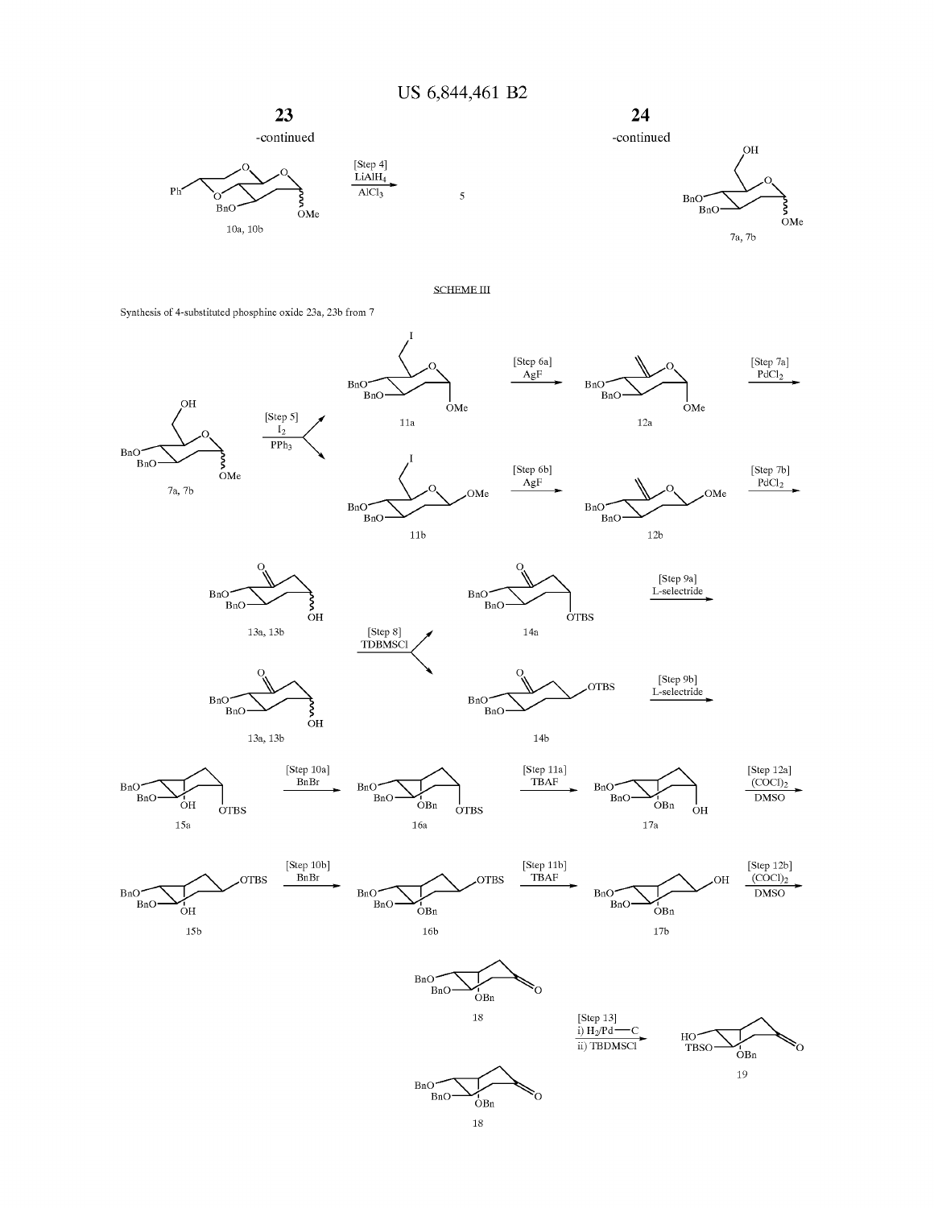-continued

-continued

10a, 10b

[Step 4]
$LiAlH_4$
$AlCl_3$

5

7a, 7b

SCHEME III

Synthesis of 4-substituted phosphine oxide 23a, 23b from 7

7a, 7b

[Step 5]
$I_2$
$PPh_3$

11a

11b

[Step 6a]
AgF

[Step 6b]
AgF

12a

12b

[Step 7a]
$PdCl_2$

[Step 7b]
$PdCl_2$

13a, 13b

13a, 13b

[Step 8]
TDBMSCl

14a

14b

[Step 9a]
L-selectride

[Step 9b]
L-selectride

15a

[Step 10a]
BnBr

16a

[Step 11a]
TBAF

17a

[Step 12a]
$(COCl)_2$
DMSO

15b

[Step 10b]
BnBr

16b

[Step 11b]
TBAF

17b

[Step 12b]
$(COCl)_2$
DMSO

18

[Step 13]
i) $H_2$/Pd—C
ii) TBDMSCl

19

18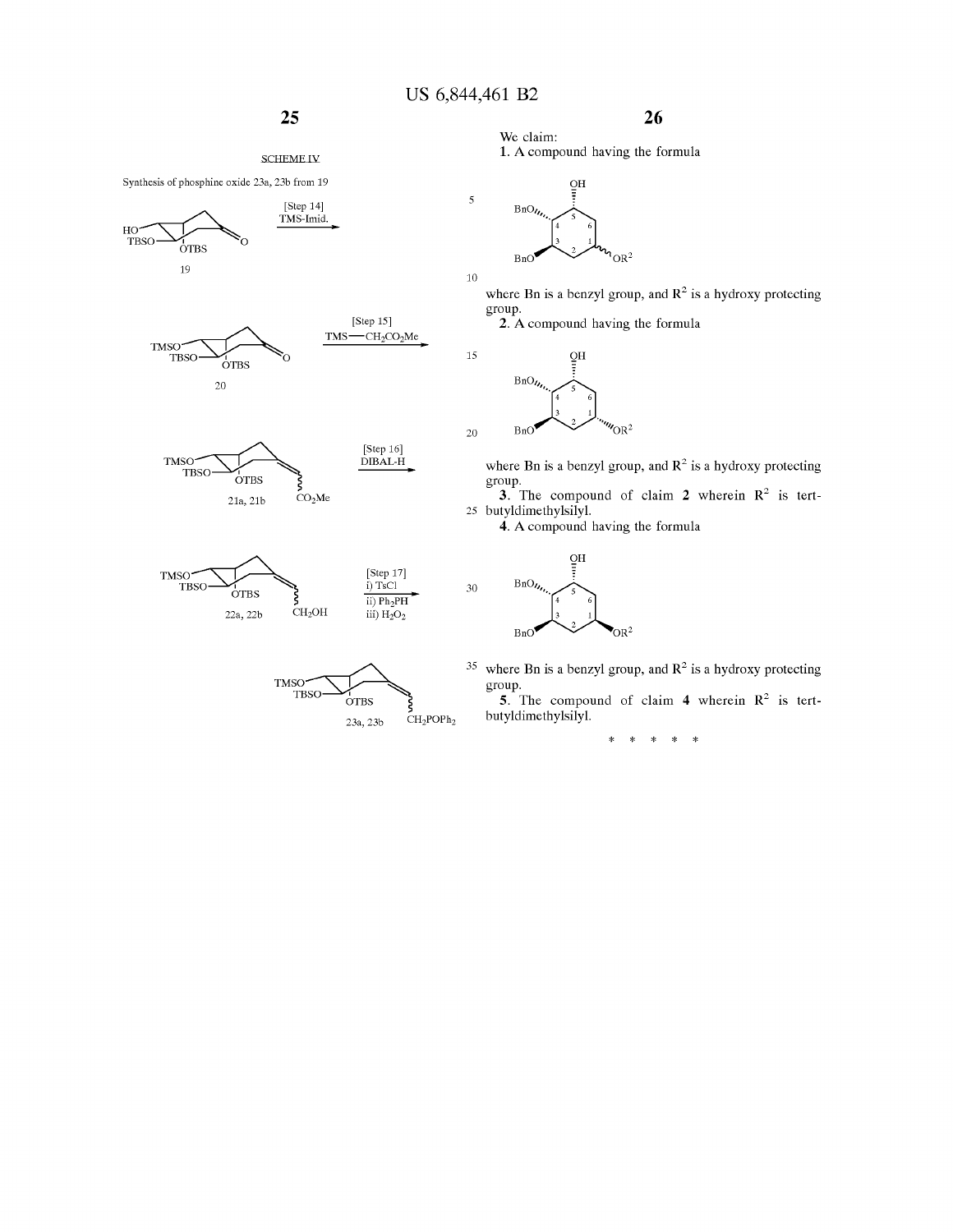SCHEME IV

Synthesis of phosphine oxide 23a, 23b from 19

19 → [Step 14] TMS-Imid. → 20

20 → [Step 15] TMS—$CH_2CO_2Me$ → 21a, 21b

21a, 21b → [Step 16] DIBAL-H → 22a, 22b

22a, 22b → [Step 17] i) TsCl ii) $Ph_2PH$ iii) $H_2O_2$ → 23a, 23b

We claim:

1. A compound having the formula

where Bn is a benzyl group, and $R^2$ is a hydroxy protecting group.

2. A compound having the formula

where Bn is a benzyl group, and $R^2$ is a hydroxy protecting group.

3. The compound of claim 2 wherein $R^2$ is tert-butyldimethylsilyl.

4. A compound having the formula

where Bn is a benzyl group, and $R^2$ is a hydroxy protecting group.

5. The compound of claim 4 wherein $R^2$ is tert-butyldimethylsilyl.

* * * * *